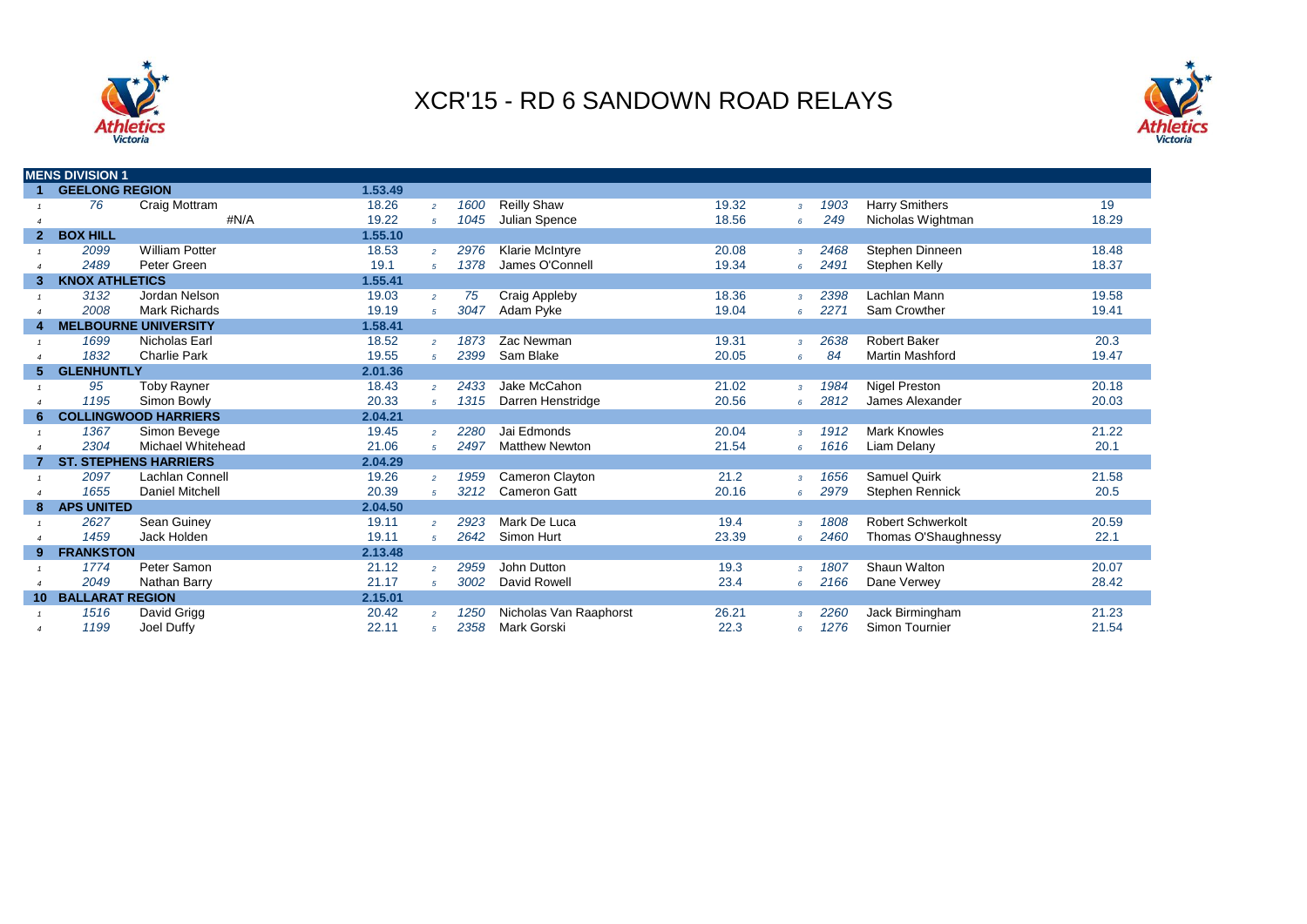# XCR'15 - RD 6 SANDOWN ROAD RELAYS

| | | | | | | | | | | | |
|---|---|---|---|---|---|---|---|---|---|---|---|
| **MENS DIVISION 1** | | | | | | | | | | | |
| **1** | **GEELONG REGION** | | **1.53.49** | | | | | | | | |
| 1 | 76 | Craig Mottram | 18.26 | 2 | 1600 | Reilly Shaw | 19.32 | 3 | 1903 | Harry Smithers | 19 |
| 4 | | #N/A | 19.22 | 5 | 1045 | Julian Spence | 18.56 | 6 | 249 | Nicholas Wightman | 18.29 |
| **2** | **BOX HILL** | | **1.55.10** | | | | | | | | |
| 1 | 2099 | William Potter | 18.53 | 2 | 2976 | Klarie McIntyre | 20.08 | 3 | 2468 | Stephen Dinneen | 18.48 |
| 4 | 2489 | Peter Green | 19.1 | 5 | 1378 | James O'Connell | 19.34 | 6 | 2491 | Stephen Kelly | 18.37 |
| **3** | **KNOX ATHLETICS** | | **1.55.41** | | | | | | | | |
| 1 | 3132 | Jordan Nelson | 19.03 | 2 | 75 | Craig Appleby | 18.36 | 3 | 2398 | Lachlan Mann | 19.58 |
| 4 | 2008 | Mark Richards | 19.19 | 5 | 3047 | Adam Pyke | 19.04 | 6 | 2271 | Sam Crowther | 19.41 |
| **4** | **MELBOURNE UNIVERSITY** | | **1.58.41** | | | | | | | | |
| 1 | 1699 | Nicholas Earl | 18.52 | 2 | 1873 | Zac Newman | 19.31 | 3 | 2638 | Robert Baker | 20.3 |
| 4 | 1832 | Charlie Park | 19.55 | 5 | 2399 | Sam Blake | 20.05 | 6 | 84 | Martin Mashford | 19.47 |
| **5** | **GLENHUNTLY** | | **2.01.36** | | | | | | | | |
| 1 | 95 | Toby Rayner | 18.43 | 2 | 2433 | Jake McCahon | 21.02 | 3 | 1984 | Nigel Preston | 20.18 |
| 4 | 1195 | Simon Bowly | 20.33 | 5 | 1315 | Darren Henstridge | 20.56 | 6 | 2812 | James Alexander | 20.03 |
| **6** | **COLLINGWOOD HARRIERS** | | **2.04.21** | | | | | | | | |
| 1 | 1367 | Simon Bevege | 19.45 | 2 | 2280 | Jai Edmonds | 20.04 | 3 | 1912 | Mark Knowles | 21.22 |
| 4 | 2304 | Michael Whitehead | 21.06 | 5 | 2497 | Matthew Newton | 21.54 | 6 | 1616 | Liam Delany | 20.1 |
| **7** | **ST. STEPHENS HARRIERS** | | **2.04.29** | | | | | | | | |
| 1 | 2097 | Lachlan Connell | 19.26 | 2 | 1959 | Cameron Clayton | 21.2 | 3 | 1656 | Samuel Quirk | 21.58 |
| 4 | 1655 | Daniel Mitchell | 20.39 | 5 | 3212 | Cameron Gatt | 20.16 | 6 | 2979 | Stephen Rennick | 20.5 |
| **8** | **APS UNITED** | | **2.04.50** | | | | | | | | |
| 1 | 2627 | Sean Guiney | 19.11 | 2 | 2923 | Mark De Luca | 19.4 | 3 | 1808 | Robert Schwerkolt | 20.59 |
| 4 | 1459 | Jack Holden | 19.11 | 5 | 2642 | Simon Hurt | 23.39 | 6 | 2460 | Thomas O'Shaughnessy | 22.1 |
| **9** | **FRANKSTON** | | **2.13.48** | | | | | | | | |
| 1 | 1774 | Peter Samon | 21.12 | 2 | 2959 | John Dutton | 19.3 | 3 | 1807 | Shaun Walton | 20.07 |
| 4 | 2049 | Nathan Barry | 21.17 | 5 | 3002 | David Rowell | 23.4 | 6 | 2166 | Dane Verwey | 28.42 |
| **10** | **BALLARAT REGION** | | **2.15.01** | | | | | | | | |
| 1 | 1516 | David Grigg | 20.42 | 2 | 1250 | Nicholas Van Raaphorst | 26.21 | 3 | 2260 | Jack Birmingham | 21.23 |
| 4 | 1199 | Joel Duffy | 22.11 | 5 | 2358 | Mark Gorski | 22.3 | 6 | 1276 | Simon Tournier | 21.54 |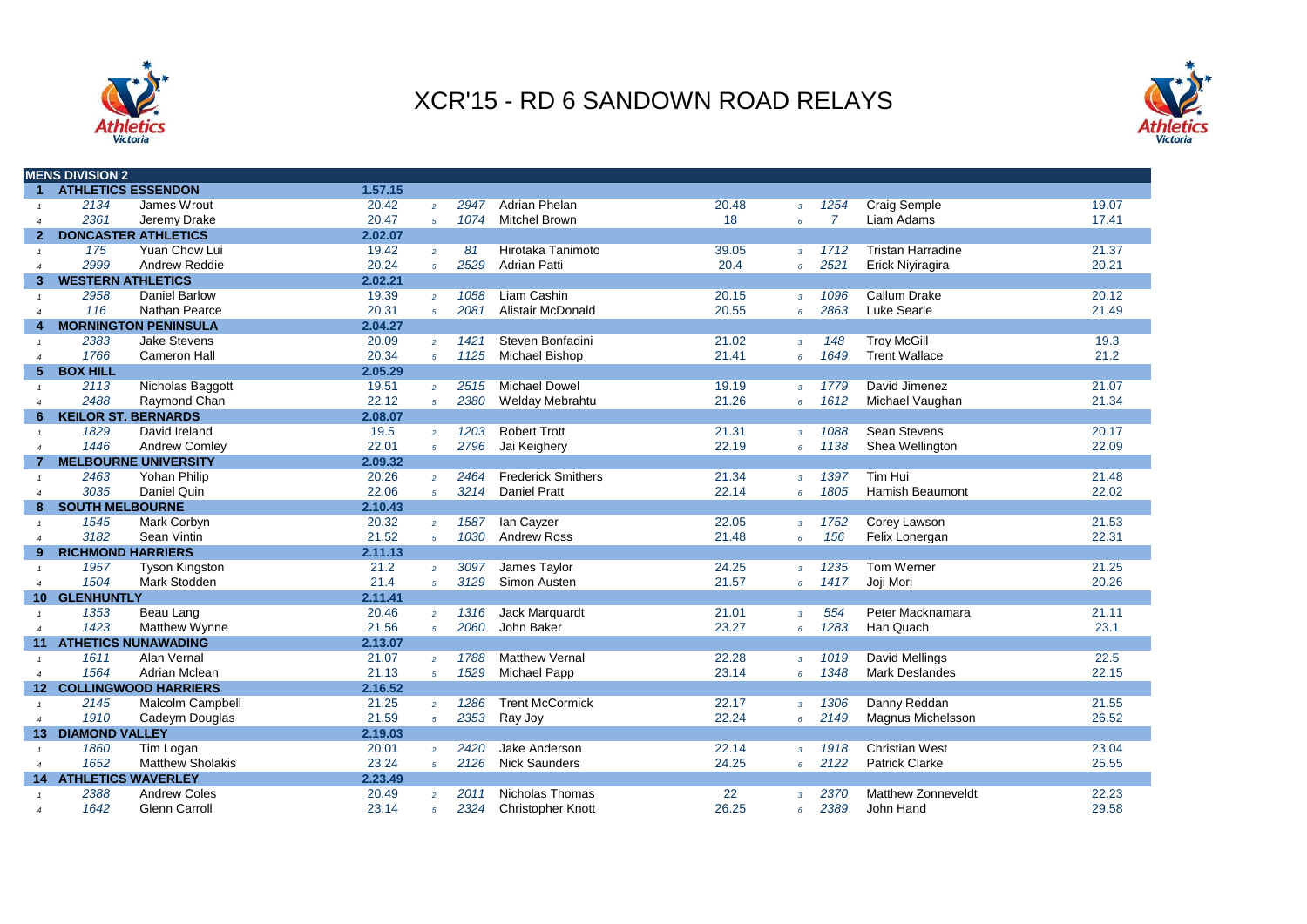# XCR'15 - RD 6 SANDOWN ROAD RELAYS

| MENS DIVISION 2 | | | | | | | | | | | |
|---|---|---|---|---|---|---|---|---|---|---|---|
| **1** | **ATHLETICS ESSENDON** | | **1.57.15** | | | | | | | | |
| 1 | 2134 | James Wrout | 20.42 | 2 | 2947 | Adrian Phelan | 20.48 | 3 | 1254 | Craig Semple | 19.07 |
| 4 | 2361 | Jeremy Drake | 20.47 | 5 | 1074 | Mitchel Brown | 18 | 6 | 7 | Liam Adams | 17.41 |
| **2** | **DONCASTER ATHLETICS** | | **2.02.07** | | | | | | | | |
| 1 | 175 | Yuan Chow Lui | 19.42 | 2 | 81 | Hirotaka Tanimoto | 39.05 | 3 | 1712 | Tristan Harradine | 21.37 |
| 4 | 2999 | Andrew Reddie | 20.24 | 5 | 2529 | Adrian Patti | 20.4 | 6 | 2521 | Erick Niyiragira | 20.21 |
| **3** | **WESTERN ATHLETICS** | | **2.02.21** | | | | | | | | |
| 1 | 2958 | Daniel Barlow | 19.39 | 2 | 1058 | Liam Cashin | 20.15 | 3 | 1096 | Callum Drake | 20.12 |
| 4 | 116 | Nathan Pearce | 20.31 | 5 | 2081 | Alistair McDonald | 20.55 | 6 | 2863 | Luke Searle | 21.49 |
| **4** | **MORNINGTON PENINSULA** | | **2.04.27** | | | | | | | | |
| 1 | 2383 | Jake Stevens | 20.09 | 2 | 1421 | Steven Bonfadini | 21.02 | 3 | 148 | Troy McGill | 19.3 |
| 4 | 1766 | Cameron Hall | 20.34 | 5 | 1125 | Michael Bishop | 21.41 | 6 | 1649 | Trent Wallace | 21.2 |
| **5** | **BOX HILL** | | **2.05.29** | | | | | | | | |
| 1 | 2113 | Nicholas Baggott | 19.51 | 2 | 2515 | Michael Dowel | 19.19 | 3 | 1779 | David Jimenez | 21.07 |
| 4 | 2488 | Raymond Chan | 22.12 | 5 | 2380 | Welday Mebrahtu | 21.26 | 6 | 1612 | Michael Vaughan | 21.34 |
| **6** | **KEILOR ST. BERNARDS** | | **2.08.07** | | | | | | | | |
| 1 | 1829 | David Ireland | 19.5 | 2 | 1203 | Robert Trott | 21.31 | 3 | 1088 | Sean Stevens | 20.17 |
| 4 | 1446 | Andrew Comley | 22.01 | 5 | 2796 | Jai Keighery | 22.19 | 6 | 1138 | Shea Wellington | 22.09 |
| **7** | **MELBOURNE UNIVERSITY** | | **2.09.32** | | | | | | | | |
| 1 | 2463 | Yohan Philip | 20.26 | 2 | 2464 | Frederick Smithers | 21.34 | 3 | 1397 | Tim Hui | 21.48 |
| 4 | 3035 | Daniel Quin | 22.06 | 5 | 3214 | Daniel Pratt | 22.14 | 6 | 1805 | Hamish Beaumont | 22.02 |
| **8** | **SOUTH MELBOURNE** | | **2.10.43** | | | | | | | | |
| 1 | 1545 | Mark Corbyn | 20.32 | 2 | 1587 | Ian Cayzer | 22.05 | 3 | 1752 | Corey Lawson | 21.53 |
| 4 | 3182 | Sean Vintin | 21.52 | 5 | 1030 | Andrew Ross | 21.48 | 6 | 156 | Felix Lonergan | 22.31 |
| **9** | **RICHMOND HARRIERS** | | **2.11.13** | | | | | | | | |
| 1 | 1957 | Tyson Kingston | 21.2 | 2 | 3097 | James Taylor | 24.25 | 3 | 1235 | Tom Werner | 21.25 |
| 4 | 1504 | Mark Stodden | 21.4 | 5 | 3129 | Simon Austen | 21.57 | 6 | 1417 | Joji Mori | 20.26 |
| **10** | **GLENHUNTLY** | | **2.11.41** | | | | | | | | |
| 1 | 1353 | Beau Lang | 20.46 | 2 | 1316 | Jack Marquardt | 21.01 | 3 | 554 | Peter Macknamara | 21.11 |
| 4 | 1423 | Matthew Wynne | 21.56 | 5 | 2060 | John Baker | 23.27 | 6 | 1283 | Han Quach | 23.1 |
| **11** | **ATHETICS NUNAWADING** | | **2.13.07** | | | | | | | | |
| 1 | 1611 | Alan Vernal | 21.07 | 2 | 1788 | Matthew Vernal | 22.28 | 3 | 1019 | David Mellings | 22.5 |
| 4 | 1564 | Adrian Mclean | 21.13 | 5 | 1529 | Michael Papp | 23.14 | 6 | 1348 | Mark Deslandes | 22.15 |
| **12** | **COLLINGWOOD HARRIERS** | | **2.16.52** | | | | | | | | |
| 1 | 2145 | Malcolm Campbell | 21.25 | 2 | 1286 | Trent McCormick | 22.17 | 3 | 1306 | Danny Reddan | 21.55 |
| 4 | 1910 | Cadeyrn Douglas | 21.59 | 5 | 2353 | Ray Joy | 22.24 | 6 | 2149 | Magnus Michelsson | 26.52 |
| **13** | **DIAMOND VALLEY** | | **2.19.03** | | | | | | | | |
| 1 | 1860 | Tim Logan | 20.01 | 2 | 2420 | Jake Anderson | 22.14 | 3 | 1918 | Christian West | 23.04 |
| 4 | 1652 | Matthew Sholakis | 23.24 | 5 | 2126 | Nick Saunders | 24.25 | 6 | 2122 | Patrick Clarke | 25.55 |
| **14** | **ATHLETICS WAVERLEY** | | **2.23.49** | | | | | | | | |
| 1 | 2388 | Andrew Coles | 20.49 | 2 | 2011 | Nicholas Thomas | 22 | 3 | 2370 | Matthew Zonneveldt | 22.23 |
| 4 | 1642 | Glenn Carroll | 23.14 | 5 | 2324 | Christopher Knott | 26.25 | 6 | 2389 | John Hand | 29.58 |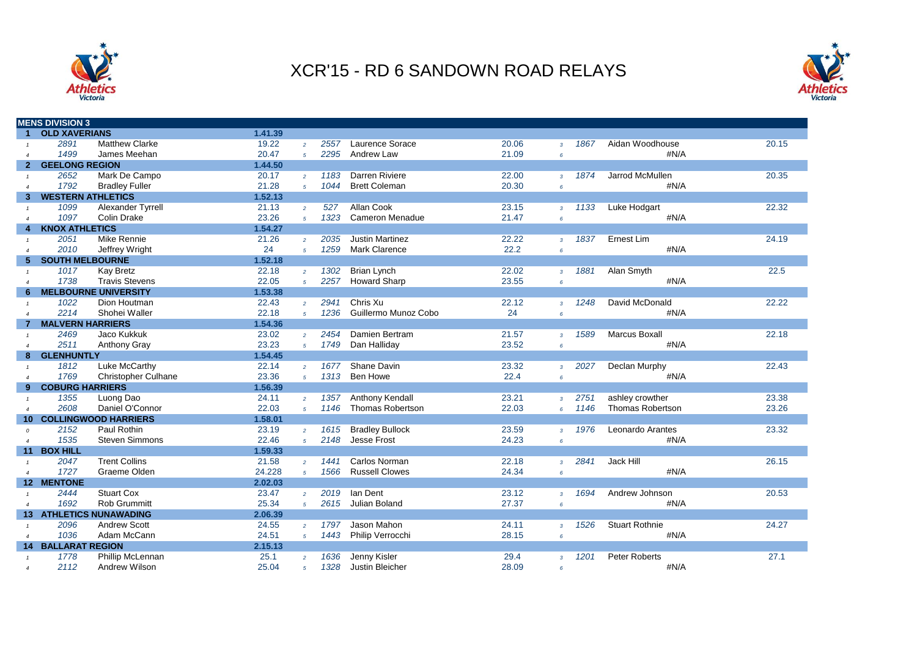# XCR'15 - RD 6 SANDOWN ROAD RELAYS

| MENS DIVISION 3 | | | | | | | | | | | |
|---|---|---|---|---|---|---|---|---|---|---|---|
| **1** | **OLD XAVERIANS** | | **1.41.39** | | | | | | | | |
| 1 | 2891 | Matthew Clarke | 19.22 | 2 | 2557 | Laurence Sorace | 20.06 | 3 | 1867 | Aidan Woodhouse | 20.15 |
| 4 | 1499 | James Meehan | 20.47 | 5 | 2295 | Andrew Law | 21.09 | 6 | | #N/A | |
| **2** | **GEELONG REGION** | | **1.44.50** | | | | | | | | |
| 1 | 2652 | Mark De Campo | 20.17 | 2 | 1183 | Darren Riviere | 22.00 | 3 | 1874 | Jarrod McMullen | 20.35 |
| 4 | 1792 | Bradley Fuller | 21.28 | 5 | 1044 | Brett Coleman | 20.30 | 6 | | #N/A | |
| **3** | **WESTERN ATHLETICS** | | **1.52.13** | | | | | | | | |
| 1 | 1099 | Alexander Tyrrell | 21.13 | 2 | 527 | Allan Cook | 23.15 | 3 | 1133 | Luke Hodgart | 22.32 |
| 4 | 1097 | Colin Drake | 23.26 | 5 | 1323 | Cameron Menadue | 21.47 | 6 | | #N/A | |
| **4** | **KNOX ATHLETICS** | | **1.54.27** | | | | | | | | |
| 1 | 2051 | Mike Rennie | 21.26 | 2 | 2035 | Justin Martinez | 22.22 | 3 | 1837 | Ernest Lim | 24.19 |
| 4 | 2010 | Jeffrey Wright | 24 | 5 | 1259 | Mark Clarence | 22.2 | 6 | | #N/A | |
| **5** | **SOUTH MELBOURNE** | | **1.52.18** | | | | | | | | |
| 1 | 1017 | Kay Bretz | 22.18 | 2 | 1302 | Brian Lynch | 22.02 | 3 | 1881 | Alan Smyth | 22.5 |
| 4 | 1738 | Travis Stevens | 22.05 | 5 | 2257 | Howard Sharp | 23.55 | 6 | | #N/A | |
| **6** | **MELBOURNE UNIVERSITY** | | **1.53.38** | | | | | | | | |
| 1 | 1022 | Dion Houtman | 22.43 | 2 | 2941 | Chris Xu | 22.12 | 3 | 1248 | David McDonald | 22.22 |
| 4 | 2214 | Shohei Waller | 22.18 | 5 | 1236 | Guillermo Munoz Cobo | 24 | 6 | | #N/A | |
| **7** | **MALVERN HARRIERS** | | **1.54.36** | | | | | | | | |
| 1 | 2469 | Jaco Kukkuk | 23.02 | 2 | 2454 | Damien Bertram | 21.57 | 3 | 1589 | Marcus Boxall | 22.18 |
| 4 | 2511 | Anthony Gray | 23.23 | 5 | 1749 | Dan Halliday | 23.52 | 6 | | #N/A | |
| **8** | **GLENHUNTLY** | | **1.54.45** | | | | | | | | |
| 1 | 1812 | Luke McCarthy | 22.14 | 2 | 1677 | Shane Davin | 23.32 | 3 | 2027 | Declan Murphy | 22.43 |
| 4 | 1769 | Christopher Culhane | 23.36 | 5 | 1313 | Ben Howe | 22.4 | 6 | | #N/A | |
| **9** | **COBURG HARRIERS** | | **1.56.39** | | | | | | | | |
| 1 | 1355 | Luong Dao | 24.11 | 2 | 1357 | Anthony Kendall | 23.21 | 3 | 2751 | ashley crowther | 23.38 |
| 4 | 2608 | Daniel O'Connor | 22.03 | 5 | 1146 | Thomas Robertson | 22.03 | 6 | 1146 | Thomas Robertson | 23.26 |
| **10** | **COLLINGWOOD HARRIERS** | | **1.58.01** | | | | | | | | |
| 0 | 2152 | Paul Rothin | 23.19 | 2 | 1615 | Bradley Bullock | 23.59 | 3 | 1976 | Leonardo Arantes | 23.32 |
| 4 | 1535 | Steven Simmons | 22.46 | 5 | 2148 | Jesse Frost | 24.23 | 6 | | #N/A | |
| **11** | **BOX HILL** | | **1.59.33** | | | | | | | | |
| 1 | 2047 | Trent Collins | 21.58 | 2 | 1441 | Carlos Norman | 22.18 | 3 | 2841 | Jack Hill | 26.15 |
| 4 | 1727 | Graeme Olden | 24.228 | 5 | 1566 | Russell Clowes | 24.34 | 6 | | #N/A | |
| **12** | **MENTONE** | | **2.02.03** | | | | | | | | |
| 1 | 2444 | Stuart Cox | 23.47 | 2 | 2019 | Ian Dent | 23.12 | 3 | 1694 | Andrew Johnson | 20.53 |
| 4 | 1692 | Rob Grummitt | 25.34 | 5 | 2615 | Julian Boland | 27.37 | 6 | | #N/A | |
| **13** | **ATHLETICS NUNAWADING** | | **2.06.39** | | | | | | | | |
| 1 | 2096 | Andrew Scott | 24.55 | 2 | 1797 | Jason Mahon | 24.11 | 3 | 1526 | Stuart Rothnie | 24.27 |
| 4 | 1036 | Adam McCann | 24.51 | 5 | 1443 | Philip Verrocchi | 28.15 | 6 | | #N/A | |
| **14** | **BALLARAT REGION** | | **2.15.13** | | | | | | | | |
| 1 | 1778 | Phillip McLennan | 25.1 | 2 | 1636 | Jenny Kisler | 29.4 | 3 | 1201 | Peter Roberts | 27.1 |
| 4 | 2112 | Andrew Wilson | 25.04 | 5 | 1328 | Justin Bleicher | 28.09 | 6 | | #N/A | |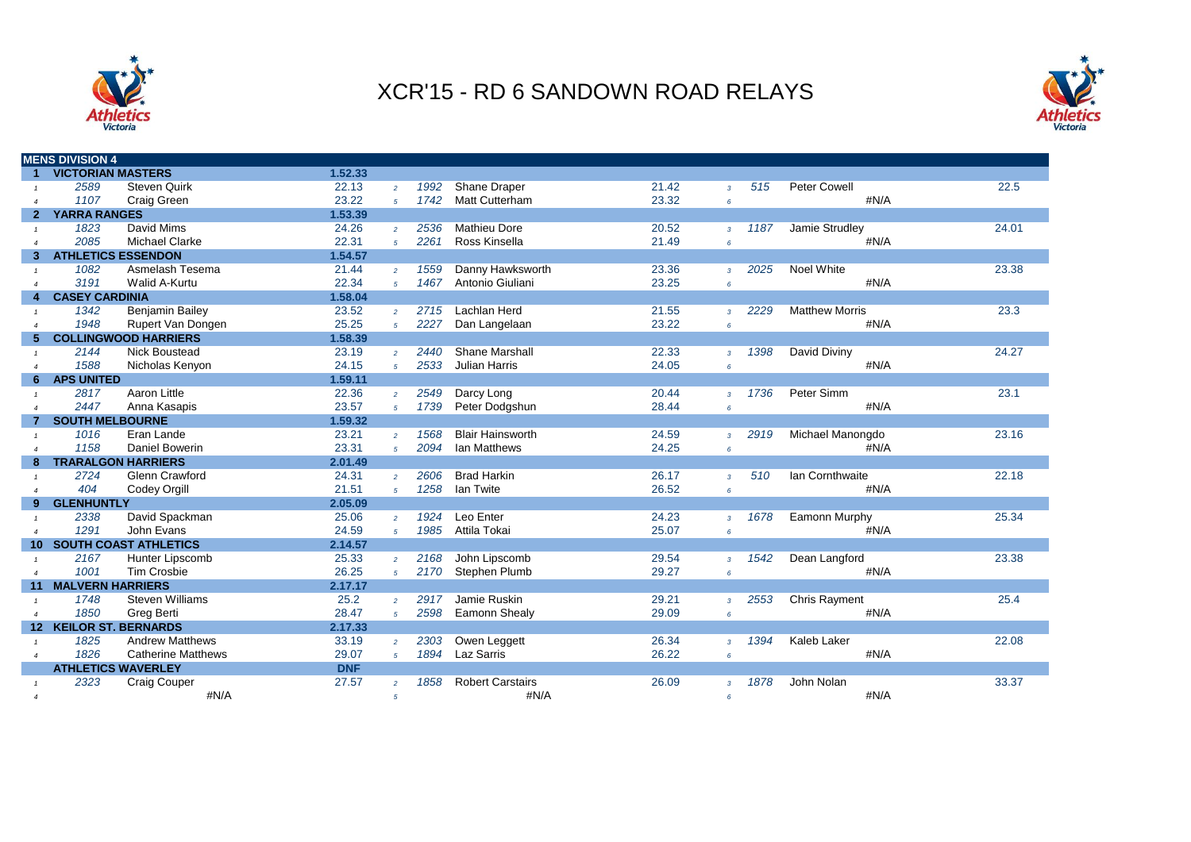# XCR'15 - RD 6 SANDOWN ROAD RELAYS

## MENS DIVISION 4

| | | | | | | | | | | | | |
|---|---|---|---|---|---|---|---|---|---|---|---|---|
| **1** | **VICTORIAN MASTERS** | | **1.52.33** | | | | | | | | | |
| 1 | 2589 | Steven Quirk | 22.13 | 2 | 1992 | Shane Draper | 21.42 | 3 | 515 | Peter Cowell | 22.5 | |
| 4 | 1107 | Craig Green | 23.22 | 5 | 1742 | Matt Cutterham | 23.32 | 6 | | #N/A | | |
| **2** | **YARRA RANGES** | | **1.53.39** | | | | | | | | | |
| 1 | 1823 | David Mims | 24.26 | 2 | 2536 | Mathieu Dore | 20.52 | 3 | 1187 | Jamie Strudley | 24.01 | |
| 4 | 2085 | Michael Clarke | 22.31 | 5 | 2261 | Ross Kinsella | 21.49 | 6 | | #N/A | | |
| **3** | **ATHLETICS ESSENDON** | | **1.54.57** | | | | | | | | | |
| 1 | 1082 | Asmelash Tesema | 21.44 | 2 | 1559 | Danny Hawksworth | 23.36 | 3 | 2025 | Noel White | 23.38 | |
| 4 | 3191 | Walid A-Kurtu | 22.34 | 5 | 1467 | Antonio Giuliani | 23.25 | 6 | | #N/A | | |
| **4** | **CASEY CARDINIA** | | **1.58.04** | | | | | | | | | |
| 1 | 1342 | Benjamin Bailey | 23.52 | 2 | 2715 | Lachlan Herd | 21.55 | 3 | 2229 | Matthew Morris | 23.3 | |
| 4 | 1948 | Rupert Van Dongen | 25.25 | 5 | 2227 | Dan Langelaan | 23.22 | 6 | | #N/A | | |
| **5** | **COLLINGWOOD HARRIERS** | | **1.58.39** | | | | | | | | | |
| 1 | 2144 | Nick Boustead | 23.19 | 2 | 2440 | Shane Marshall | 22.33 | 3 | 1398 | David Diviny | 24.27 | |
| 4 | 1588 | Nicholas Kenyon | 24.15 | 5 | 2533 | Julian Harris | 24.05 | 6 | | #N/A | | |
| **6** | **APS UNITED** | | **1.59.11** | | | | | | | | | |
| 1 | 2817 | Aaron Little | 22.36 | 2 | 2549 | Darcy Long | 20.44 | 3 | 1736 | Peter Simm | 23.1 | |
| 4 | 2447 | Anna Kasapis | 23.57 | 5 | 1739 | Peter Dodgshun | 28.44 | 6 | | #N/A | | |
| **7** | **SOUTH MELBOURNE** | | **1.59.32** | | | | | | | | | |
| 1 | 1016 | Eran Lande | 23.21 | 2 | 1568 | Blair Hainsworth | 24.59 | 3 | 2919 | Michael Manongdo | 23.16 | |
| 4 | 1158 | Daniel Bowerin | 23.31 | 5 | 2094 | Ian Matthews | 24.25 | 6 | | #N/A | | |
| **8** | **TRARALGON HARRIERS** | | **2.01.49** | | | | | | | | | |
| 1 | 2724 | Glenn Crawford | 24.31 | 2 | 2606 | Brad Harkin | 26.17 | 3 | 510 | Ian Cornthwaite | 22.18 | |
| 4 | 404 | Codey Orgill | 21.51 | 5 | 1258 | Ian Twite | 26.52 | 6 | | #N/A | | |
| **9** | **GLENHUNTLY** | | **2.05.09** | | | | | | | | | |
| 1 | 2338 | David Spackman | 25.06 | 2 | 1924 | Leo Enter | 24.23 | 3 | 1678 | Eamonn Murphy | 25.34 | |
| 4 | 1291 | John Evans | 24.59 | 5 | 1985 | Attila Tokai | 25.07 | 6 | | #N/A | | |
| **10** | **SOUTH COAST ATHLETICS** | | **2.14.57** | | | | | | | | | |
| 1 | 2167 | Hunter Lipscomb | 25.33 | 2 | 2168 | John Lipscomb | 29.54 | 3 | 1542 | Dean Langford | 23.38 | |
| 4 | 1001 | Tim Crosbie | 26.25 | 5 | 2170 | Stephen Plumb | 29.27 | 6 | | #N/A | | |
| **11** | **MALVERN HARRIERS** | | **2.17.17** | | | | | | | | | |
| 1 | 1748 | Steven Williams | 25.2 | 2 | 2917 | Jamie Ruskin | 29.21 | 3 | 2553 | Chris Rayment | 25.4 | |
| 4 | 1850 | Greg Berti | 28.47 | 5 | 2598 | Eamonn Shealy | 29.09 | 6 | | #N/A | | |
| **12** | **KEILOR ST. BERNARDS** | | **2.17.33** | | | | | | | | | |
| 1 | 1825 | Andrew Matthews | 33.19 | 2 | 2303 | Owen Leggett | 26.34 | 3 | 1394 | Kaleb Laker | 22.08 | |
| 4 | 1826 | Catherine Matthews | 29.07 | 5 | 1894 | Laz Sarris | 26.22 | 6 | | #N/A | | |
| | **ATHLETICS WAVERLEY** | | **DNF** | | | | | | | | | |
| 1 | 2323 | Craig Couper | 27.57 | 2 | 1858 | Robert Carstairs | 26.09 | 3 | 1878 | John Nolan | 33.37 | |
| 4 | | #N/A | | 5 | | #N/A | | 6 | | #N/A | | |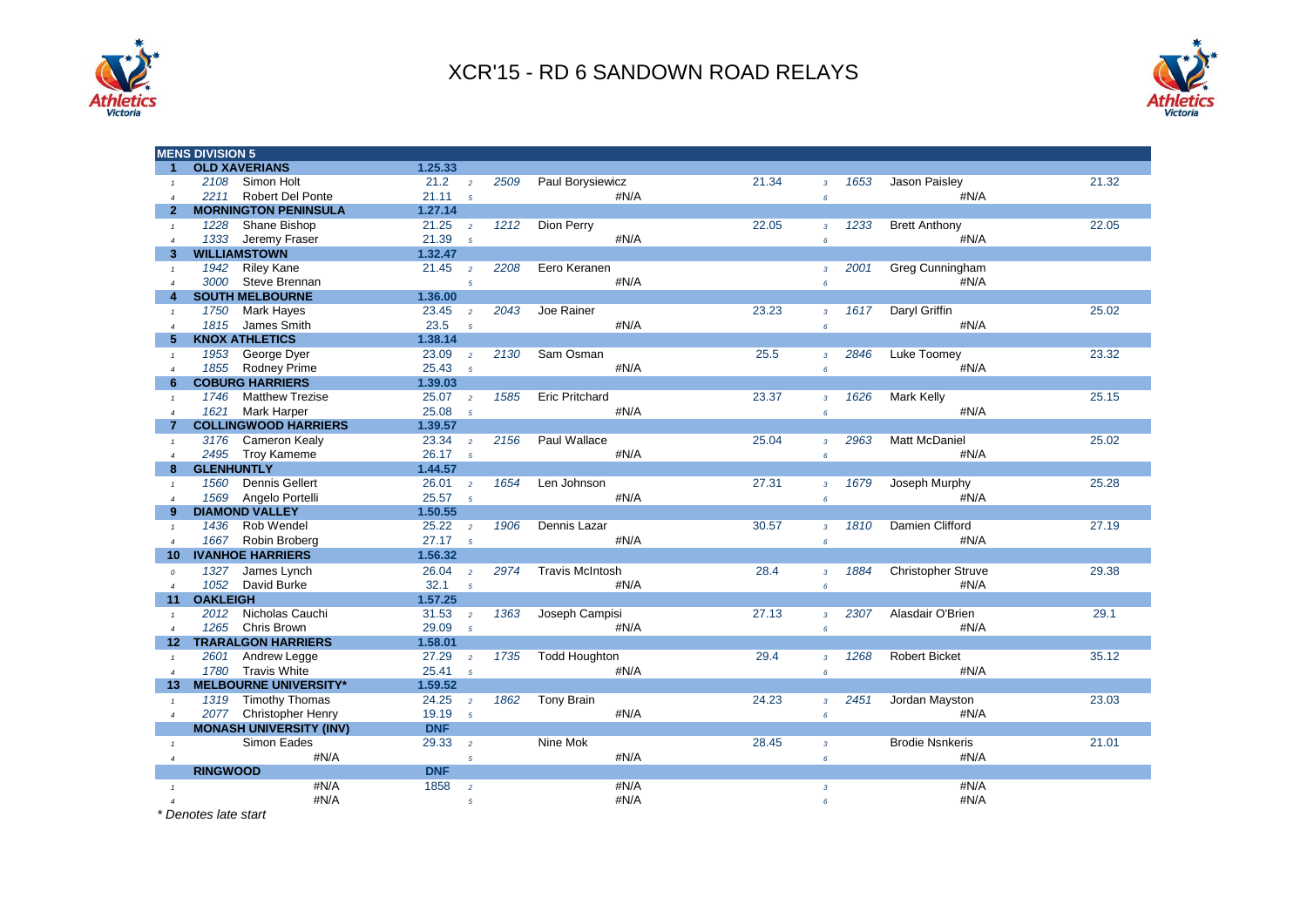# XCR'15 - RD 6 SANDOWN ROAD RELAYS

| MENS DIVISION 5 | | | | | | | | | | | | | | |
|---|---|---|---|---|---|---|---|---|---|---|---|---|---|---|
| **1** | **OLD XAVERIANS** | | **1.25.33** | | | | | | | | | | | |
| 1 | 2108 | Simon Holt | 21.2 | 2 | 2509 | Paul Borysiewicz | 21.34 | 3 | 1653 | Jason Paisley | 21.32 |
| 4 | 2211 | Robert Del Ponte | 21.11 | 5 | | #N/A | | 6 | | #N/A | |
| **2** | **MORNINGTON PENINSULA** | | **1.27.14** | | | | | | | | |
| 1 | 1228 | Shane Bishop | 21.25 | 2 | 1212 | Dion Perry | 22.05 | 3 | 1233 | Brett Anthony | 22.05 |
| 4 | 1333 | Jeremy Fraser | 21.39 | 5 | | #N/A | | 6 | | #N/A | |
| **3** | **WILLIAMSTOWN** | | **1.32.47** | | | | | | | | |
| 1 | 1942 | Riley Kane | 21.45 | 2 | 2208 | Eero Keranen | | 3 | 2001 | Greg Cunningham | |
| 4 | 3000 | Steve Brennan | | 5 | | #N/A | | 6 | | #N/A | |
| **4** | **SOUTH MELBOURNE** | | **1.36.00** | | | | | | | | |
| 1 | 1750 | Mark Hayes | 23.45 | 2 | 2043 | Joe Rainer | 23.23 | 3 | 1617 | Daryl Griffin | 25.02 |
| 4 | 1815 | James Smith | 23.5 | 5 | | #N/A | | 6 | | #N/A | |
| **5** | **KNOX ATHLETICS** | | **1.38.14** | | | | | | | | |
| 1 | 1953 | George Dyer | 23.09 | 2 | 2130 | Sam Osman | 25.5 | 3 | 2846 | Luke Toomey | 23.32 |
| 4 | 1855 | Rodney Prime | 25.43 | 5 | | #N/A | | 6 | | #N/A | |
| **6** | **COBURG HARRIERS** | | **1.39.03** | | | | | | | | |
| 1 | 1746 | Matthew Trezise | 25.07 | 2 | 1585 | Eric Pritchard | 23.37 | 3 | 1626 | Mark Kelly | 25.15 |
| 4 | 1621 | Mark Harper | 25.08 | 5 | | #N/A | | 6 | | #N/A | |
| **7** | **COLLINGWOOD HARRIERS** | | **1.39.57** | | | | | | | | |
| 1 | 3176 | Cameron Kealy | 23.34 | 2 | 2156 | Paul Wallace | 25.04 | 3 | 2963 | Matt McDaniel | 25.02 |
| 4 | 2495 | Troy Kameme | 26.17 | 5 | | #N/A | | 6 | | #N/A | |
| **8** | **GLENHUNTLY** | | **1.44.57** | | | | | | | | |
| 1 | 1560 | Dennis Gellert | 26.01 | 2 | 1654 | Len Johnson | 27.31 | 3 | 1679 | Joseph Murphy | 25.28 |
| 4 | 1569 | Angelo Portelli | 25.57 | 5 | | #N/A | | 6 | | #N/A | |
| **9** | **DIAMOND VALLEY** | | **1.50.55** | | | | | | | | |
| 1 | 1436 | Rob Wendel | 25.22 | 2 | 1906 | Dennis Lazar | 30.57 | 3 | 1810 | Damien Clifford | 27.19 |
| 4 | 1667 | Robin Broberg | 27.17 | 5 | | #N/A | | 6 | | #N/A | |
| **10** | **IVANHOE HARRIERS** | | **1.56.32** | | | | | | | | |
| 0 | 1327 | James Lynch | 26.04 | 2 | 2974 | Travis McIntosh | 28.4 | 3 | 1884 | Christopher Struve | 29.38 |
| 4 | 1052 | David Burke | 32.1 | 5 | | #N/A | | 6 | | #N/A | |
| **11** | **OAKLEIGH** | | **1.57.25** | | | | | | | | |
| 1 | 2012 | Nicholas Cauchi | 31.53 | 2 | 1363 | Joseph Campisi | 27.13 | 3 | 2307 | Alasdair O'Brien | 29.1 |
| 4 | 1265 | Chris Brown | 29.09 | 5 | | #N/A | | 6 | | #N/A | |
| **12** | **TRARALGON HARRIERS** | | **1.58.01** | | | | | | | | |
| 1 | 2601 | Andrew Legge | 27.29 | 2 | 1735 | Todd Houghton | 29.4 | 3 | 1268 | Robert Bicket | 35.12 |
| 4 | 1780 | Travis White | 25.41 | 5 | | #N/A | | 6 | | #N/A | |
| **13** | **MELBOURNE UNIVERSITY*** | | **1.59.52** | | | | | | | | |
| 1 | 1319 | Timothy Thomas | 24.25 | 2 | 1862 | Tony Brain | 24.23 | 3 | 2451 | Jordan Mayston | 23.03 |
| 4 | 2077 | Christopher Henry | 19.19 | 5 | | #N/A | | 6 | | #N/A | |
| | **MONASH UNIVERSITY (INV)** | | **DNF** | | | | | | | | |
| 1 | | Simon Eades | 29.33 | 2 | | Nine Mok | 28.45 | 3 | | Brodie Nsnkeris | 21.01 |
| 4 | | #N/A | | 5 | | #N/A | | 6 | | #N/A | |
| | **RINGWOOD** | | **DNF** | | | | | | | | |
| 1 | | #N/A | 1858 | 2 | | #N/A | | 3 | | #N/A | |
| 4 | | #N/A | | 5 | | #N/A | | 6 | | #N/A | |

*\* Denotes late start*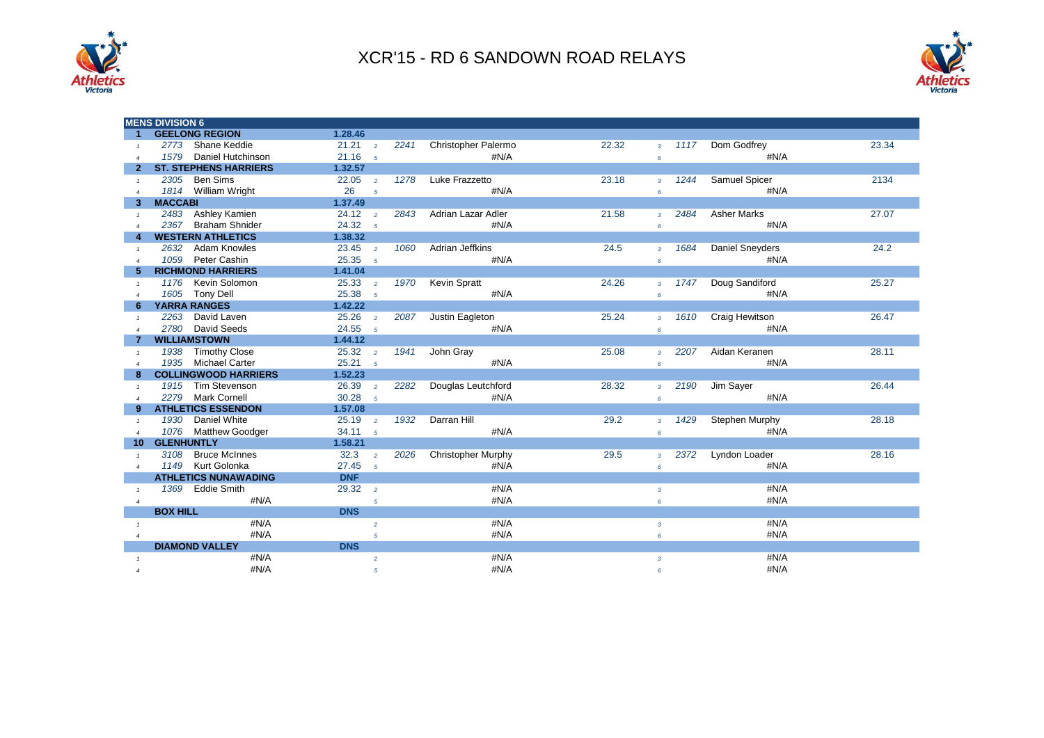# XCR'15 - RD 6 SANDOWN ROAD RELAYS

| MENS DIVISION 6 | | | | | | | | | | | | |
|---|---|---|---|---|---|---|---|---|---|---|---|---|
| 1 | GEELONG REGION | | 1.28.46 | | | | | | | | | |
| 1 | 2773 | Shane Keddie | 21.21 | 2 | 2241 | Christopher Palermo | 22.32 | 3 | 1117 | Dom Godfrey | 23.34 |
| 4 | 1579 | Daniel Hutchinson | 21.16 | 5 | | #N/A | | 6 | | #N/A | |
| 2 | ST. STEPHENS HARRIERS | | 1.32.57 | | | | | | | | |
| 1 | 2305 | Ben Sims | 22.05 | 2 | 1278 | Luke Frazzetto | 23.18 | 3 | 1244 | Samuel Spicer | 2134 |
| 4 | 1814 | William Wright | 26 | 5 | | #N/A | | 6 | | #N/A | |
| 3 | MACCABI | | 1.37.49 | | | | | | | | |
| 1 | 2483 | Ashley Kamien | 24.12 | 2 | 2843 | Adrian Lazar Adler | 21.58 | 3 | 2484 | Asher Marks | 27.07 |
| 4 | 2367 | Braham Shnider | 24.32 | 5 | | #N/A | | 6 | | #N/A | |
| 4 | WESTERN ATHLETICS | | 1.38.32 | | | | | | | | |
| 1 | 2632 | Adam Knowles | 23.45 | 2 | 1060 | Adrian Jeffkins | 24.5 | 3 | 1684 | Daniel Sneyders | 24.2 |
| 4 | 1059 | Peter Cashin | 25.35 | 5 | | #N/A | | 6 | | #N/A | |
| 5 | RICHMOND HARRIERS | | 1.41.04 | | | | | | | | |
| 1 | 1176 | Kevin Solomon | 25.33 | 2 | 1970 | Kevin Spratt | 24.26 | 3 | 1747 | Doug Sandiford | 25.27 |
| 4 | 1605 | Tony Dell | 25.38 | 5 | | #N/A | | 6 | | #N/A | |
| 6 | YARRA RANGES | | 1.42.22 | | | | | | | | |
| 1 | 2263 | David Laven | 25.26 | 2 | 2087 | Justin Eagleton | 25.24 | 3 | 1610 | Craig Hewitson | 26.47 |
| 4 | 2780 | David Seeds | 24.55 | 5 | | #N/A | | 6 | | #N/A | |
| 7 | WILLIAMSTOWN | | 1.44.12 | | | | | | | | |
| 1 | 1938 | Timothy Close | 25.32 | 2 | 1941 | John Gray | 25.08 | 3 | 2207 | Aidan Keranen | 28.11 |
| 4 | 1935 | Michael Carter | 25.21 | 5 | | #N/A | | 6 | | #N/A | |
| 8 | COLLINGWOOD HARRIERS | | 1.52.23 | | | | | | | | |
| 1 | 1915 | Tim Stevenson | 26.39 | 2 | 2282 | Douglas Leutchford | 28.32 | 3 | 2190 | Jim Sayer | 26.44 |
| 4 | 2279 | Mark Cornell | 30.28 | 5 | | #N/A | | 6 | | #N/A | |
| 9 | ATHLETICS ESSENDON | | 1.57.08 | | | | | | | | |
| 1 | 1930 | Daniel White | 25.19 | 2 | 1932 | Darran Hill | 29.2 | 3 | 1429 | Stephen Murphy | 28.18 |
| 4 | 1076 | Matthew Goodger | 34.11 | 5 | | #N/A | | 6 | | #N/A | |
| 10 | GLENHUNTLY | | 1.58.21 | | | | | | | | |
| 1 | 3108 | Bruce McInnes | 32.3 | 2 | 2026 | Christopher Murphy | 29.5 | 3 | 2372 | Lyndon Loader | 28.16 |
| 4 | 1149 | Kurt Golonka | 27.45 | 5 | | #N/A | | 6 | | #N/A | |
| | ATHLETICS NUNAWADING | | DNF | | | | | | | | |
| 1 | 1369 | Eddie Smith | 29.32 | 2 | | #N/A | | 3 | | #N/A | |
| 4 | | #N/A | | 5 | | #N/A | | 6 | | #N/A | |
| | BOX HILL | | DNS | | | | | | | | |
| 1 | | #N/A | | 2 | | #N/A | | 3 | | #N/A | |
| 4 | | #N/A | | 5 | | #N/A | | 6 | | #N/A | |
| | DIAMOND VALLEY | | DNS | | | | | | | | |
| 1 | | #N/A | | 2 | | #N/A | | 3 | | #N/A | |
| 4 | | #N/A | | 5 | | #N/A | | 6 | | #N/A | |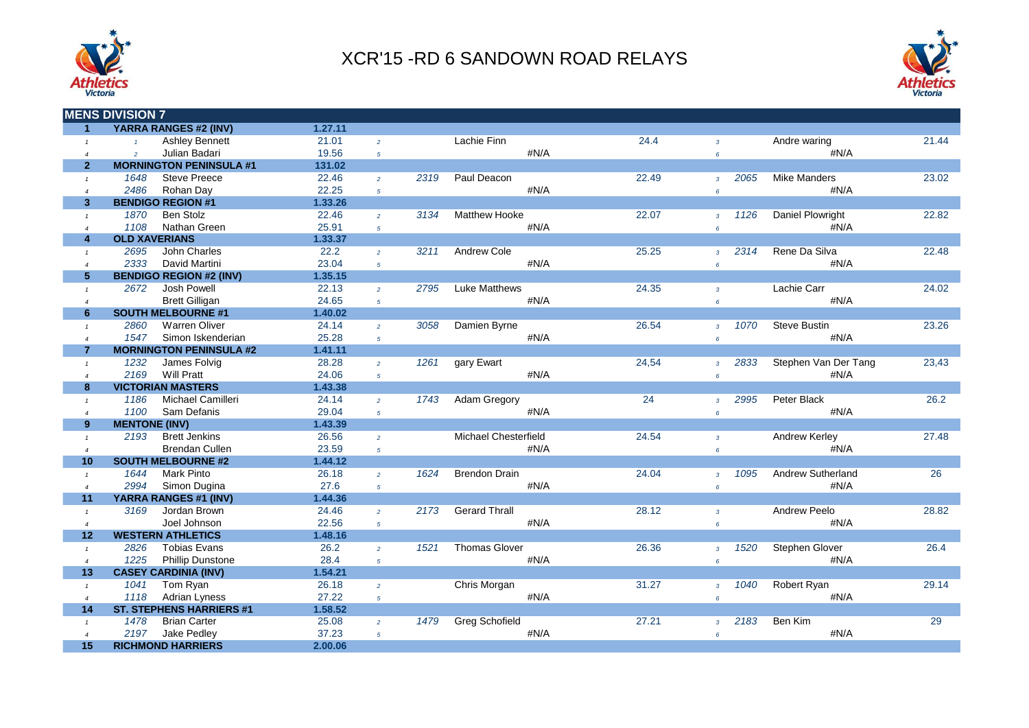# XCR'15 -RD 6 SANDOWN ROAD RELAYS

| MENS DIVISION 7 | | | | | | | | | | | |
|---|---|---|---|---|---|---|---|---|---|---|---|
| 1 | YARRA RANGES #2 (INV) | | 1.27.11 | | | | | | | | |
| 1 | 1 | Ashley Bennett | 21.01 | 2 | | Lachie Finn | 24.4 | 3 | | Andre waring | 21.44 |
| 4 | 2 | Julian Badari | 19.56 | 5 | | #N/A | | 6 | | #N/A | |
| 2 | MORNINGTON PENINSULA #1 | | 131.02 | | | | | | | | |
| 1 | 1648 | Steve Preece | 22.46 | 2 | 2319 | Paul Deacon | 22.49 | 3 | 2065 | Mike Manders | 23.02 |
| 4 | 2486 | Rohan Day | 22.25 | 5 | | #N/A | | 6 | | #N/A | |
| 3 | BENDIGO REGION #1 | | 1.33.26 | | | | | | | | |
| 1 | 1870 | Ben Stolz | 22.46 | 2 | 3134 | Matthew Hooke | 22.07 | 3 | 1126 | Daniel Plowright | 22.82 |
| 4 | 1108 | Nathan Green | 25.91 | 5 | | #N/A | | 6 | | #N/A | |
| 4 | OLD XAVERIANS | | 1.33.37 | | | | | | | | |
| 1 | 2695 | John Charles | 22.2 | 2 | 3211 | Andrew Cole | 25.25 | 3 | 2314 | Rene Da Silva | 22.48 |
| 4 | 2333 | David Martini | 23.04 | 5 | | #N/A | | 6 | | #N/A | |
| 5 | BENDIGO REGION #2 (INV) | | 1.35.15 | | | | | | | | |
| 1 | 2672 | Josh Powell | 22.13 | 2 | 2795 | Luke Matthews | 24.35 | 3 | | Lachie Carr | 24.02 |
| 4 | | Brett Gilligan | 24.65 | 5 | | #N/A | | 6 | | #N/A | |
| 6 | SOUTH MELBOURNE #1 | | 1.40.02 | | | | | | | | |
| 1 | 2860 | Warren Oliver | 24.14 | 2 | 3058 | Damien Byrne | 26.54 | 3 | 1070 | Steve Bustin | 23.26 |
| 4 | 1547 | Simon Iskenderian | 25.28 | 5 | | #N/A | | 6 | | #N/A | |
| 7 | MORNINGTON PENINSULA #2 | | 1.41.11 | | | | | | | | |
| 1 | 1232 | James Folvig | 28.28 | 2 | 1261 | gary Ewart | 24,54 | 3 | 2833 | Stephen Van Der Tang | 23,43 |
| 4 | 2169 | Will Pratt | 24.06 | 5 | | #N/A | | 6 | | #N/A | |
| 8 | VICTORIAN MASTERS | | 1.43.38 | | | | | | | | |
| 1 | 1186 | Michael Camilleri | 24.14 | 2 | 1743 | Adam Gregory | 24 | 3 | 2995 | Peter Black | 26.2 |
| 4 | 1100 | Sam Defanis | 29.04 | 5 | | #N/A | | 6 | | #N/A | |
| 9 | MENTONE (INV) | | 1.43.39 | | | | | | | | |
| 1 | 2193 | Brett Jenkins | 26.56 | 2 | | Michael Chesterfield | 24.54 | 3 | | Andrew Kerley | 27.48 |
| 4 | | Brendan Cullen | 23.59 | 5 | | #N/A | | 6 | | #N/A | |
| 10 | SOUTH MELBOURNE #2 | | 1.44.12 | | | | | | | | |
| 1 | 1644 | Mark Pinto | 26.18 | 2 | 1624 | Brendon Drain | 24.04 | 3 | 1095 | Andrew Sutherland | 26 |
| 4 | 2994 | Simon Dugina | 27.6 | 5 | | #N/A | | 6 | | #N/A | |
| 11 | YARRA RANGES #1 (INV) | | 1.44.36 | | | | | | | | |
| 1 | 3169 | Jordan Brown | 24.46 | 2 | 2173 | Gerard Thrall | 28.12 | 3 | | Andrew Peelo | 28.82 |
| 4 | | Joel Johnson | 22.56 | 5 | | #N/A | | 6 | | #N/A | |
| 12 | WESTERN ATHLETICS | | 1.48.16 | | | | | | | | |
| 1 | 2826 | Tobias Evans | 26.2 | 2 | 1521 | Thomas Glover | 26.36 | 3 | 1520 | Stephen Glover | 26.4 |
| 4 | 1225 | Phillip Dunstone | 28.4 | 5 | | #N/A | | 6 | | #N/A | |
| 13 | CASEY CARDINIA (INV) | | 1.54.21 | | | | | | | | |
| 1 | 1041 | Tom Ryan | 26.18 | 2 | | Chris Morgan | 31.27 | 3 | 1040 | Robert Ryan | 29.14 |
| 4 | 1118 | Adrian Lyness | 27.22 | 5 | | #N/A | | 6 | | #N/A | |
| 14 | ST. STEPHENS HARRIERS #1 | | 1.58.52 | | | | | | | | |
| 1 | 1478 | Brian Carter | 25.08 | 2 | 1479 | Greg Schofield | 27.21 | 3 | 2183 | Ben Kim | 29 |
| 4 | 2197 | Jake Pedley | 37.23 | 5 | | #N/A | | 6 | | #N/A | |
| 15 | RICHMOND HARRIERS | | 2.00.06 | | | | | | | | |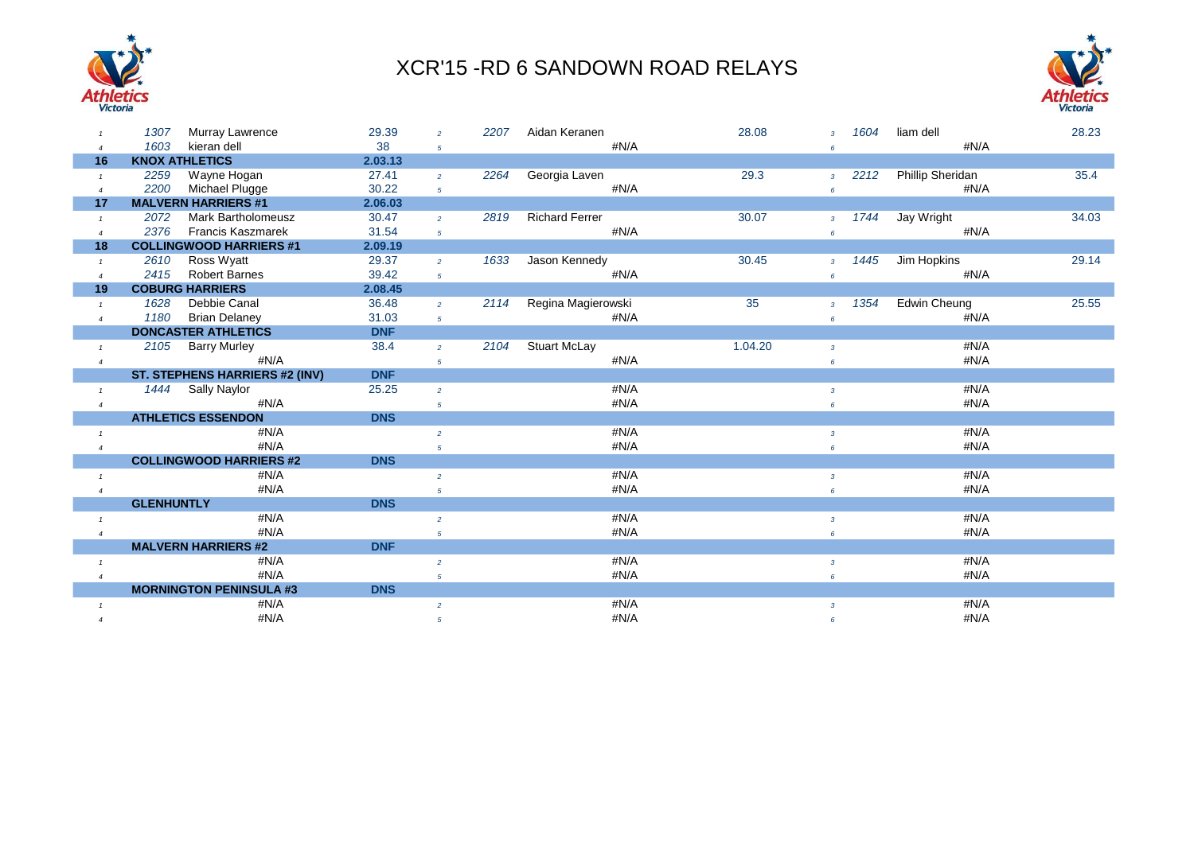# XCR'15 -RD 6 SANDOWN ROAD RELAYS

| | | | | | | | | | | | |
|---|---|---|---|---|---|---|---|---|---|---|---|
| 1 | 1307 | Murray Lawrence | 29.39 | 2 | 2207 | Aidan Keranen | 28.08 | 3 | 1604 | liam dell | 28.23 |
| 4 | 1603 | kieran dell | 38 | 5 | | #N/A | | 6 | | #N/A | |
| **16** | **KNOX ATHLETICS** | | **2.03.13** | | | | | | | | |
| 1 | 2259 | Wayne Hogan | 27.41 | 2 | 2264 | Georgia Laven | 29.3 | 3 | 2212 | Phillip Sheridan | 35.4 |
| 4 | 2200 | Michael Plugge | 30.22 | 5 | | #N/A | | 6 | | #N/A | |
| **17** | **MALVERN HARRIERS #1** | | **2.06.03** | | | | | | | | |
| 1 | 2072 | Mark Bartholomeusz | 30.47 | 2 | 2819 | Richard Ferrer | 30.07 | 3 | 1744 | Jay Wright | 34.03 |
| 4 | 2376 | Francis Kaszmarek | 31.54 | 5 | | #N/A | | 6 | | #N/A | |
| **18** | **COLLINGWOOD HARRIERS #1** | | **2.09.19** | | | | | | | | |
| 1 | 2610 | Ross Wyatt | 29.37 | 2 | 1633 | Jason Kennedy | 30.45 | 3 | 1445 | Jim Hopkins | 29.14 |
| 4 | 2415 | Robert Barnes | 39.42 | 5 | | #N/A | | 6 | | #N/A | |
| **19** | **COBURG HARRIERS** | | **2.08.45** | | | | | | | | |
| 1 | 1628 | Debbie Canal | 36.48 | 2 | 2114 | Regina Magierowski | 35 | 3 | 1354 | Edwin Cheung | 25.55 |
| 4 | 1180 | Brian Delaney | 31.03 | 5 | | #N/A | | 6 | | #N/A | |
| | **DONCASTER ATHLETICS** | | **DNF** | | | | | | | | |
| 1 | 2105 | Barry Murley | 38.4 | 2 | 2104 | Stuart McLay | 1.04.20 | 3 | | #N/A | |
| 4 | | #N/A | | 5 | | #N/A | | 6 | | #N/A | |
| | **ST. STEPHENS HARRIERS #2 (INV)** | | **DNF** | | | | | | | | |
| 1 | 1444 | Sally Naylor | 25.25 | 2 | | #N/A | | 3 | | #N/A | |
| 4 | | #N/A | | 5 | | #N/A | | 6 | | #N/A | |
| | **ATHLETICS ESSENDON** | | **DNS** | | | | | | | | |
| 1 | | #N/A | | 2 | | #N/A | | 3 | | #N/A | |
| 4 | | #N/A | | 5 | | #N/A | | 6 | | #N/A | |
| | **COLLINGWOOD HARRIERS #2** | | **DNS** | | | | | | | | |
| 1 | | #N/A | | 2 | | #N/A | | 3 | | #N/A | |
| 4 | | #N/A | | 5 | | #N/A | | 6 | | #N/A | |
| | **GLENHUNTLY** | | **DNS** | | | | | | | | |
| 1 | | #N/A | | 2 | | #N/A | | 3 | | #N/A | |
| 4 | | #N/A | | 5 | | #N/A | | 6 | | #N/A | |
| | **MALVERN HARRIERS #2** | | **DNF** | | | | | | | | |
| 1 | | #N/A | | 2 | | #N/A | | 3 | | #N/A | |
| 4 | | #N/A | | 5 | | #N/A | | 6 | | #N/A | |
| | **MORNINGTON PENINSULA #3** | | **DNS** | | | | | | | | |
| 1 | | #N/A | | 2 | | #N/A | | 3 | | #N/A | |
| 4 | | #N/A | | 5 | | #N/A | | 6 | | #N/A | |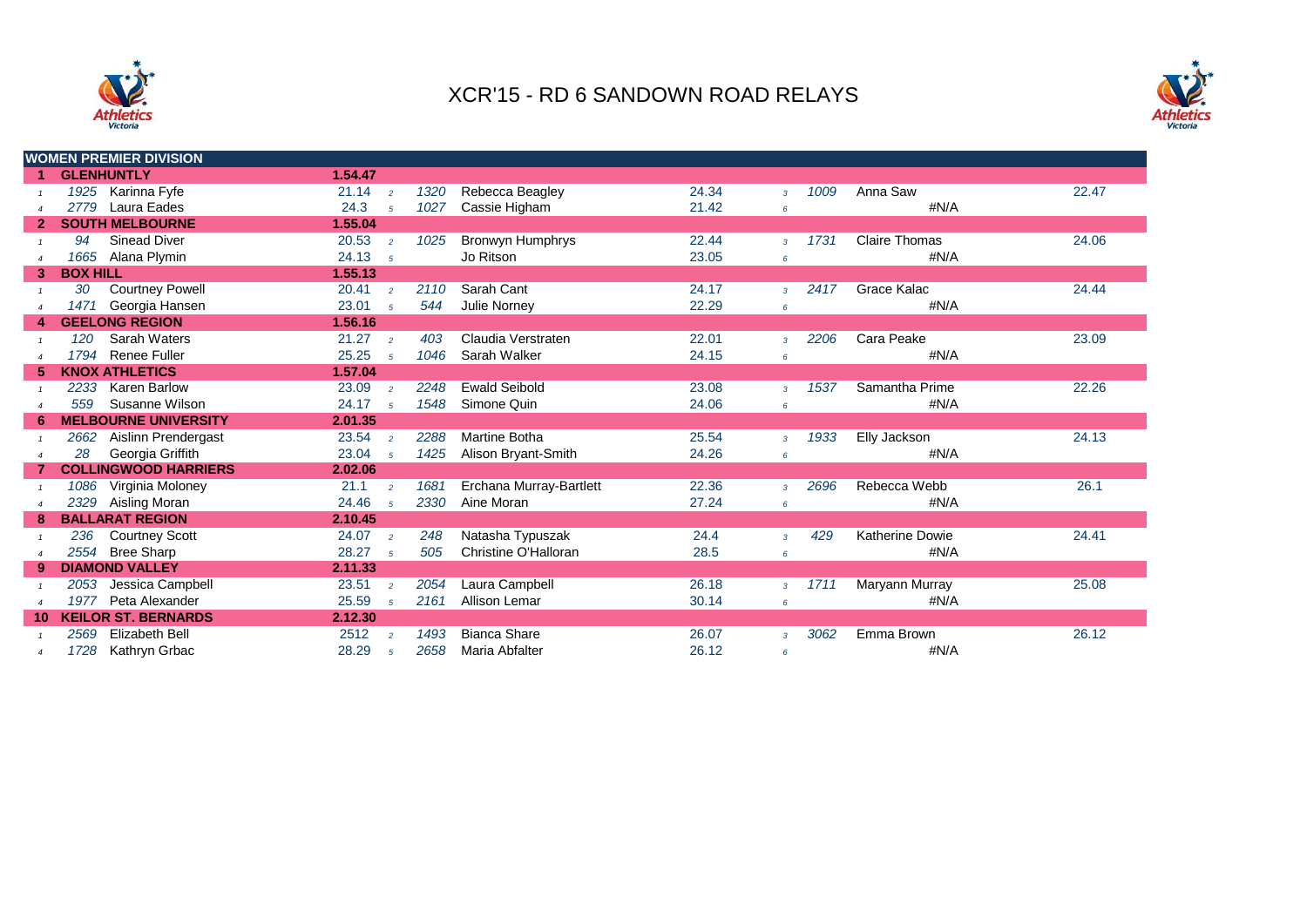# XCR'15 - RD 6 SANDOWN ROAD RELAYS

| WOMEN PREMIER DIVISION | | | | | | | | | | | |
|---|---|---|---|---|---|---|---|---|---|---|---|
| **1** | **GLENHUNTLY** | | **1.54.47** | | | | | | | | |
| 1 | 1925 | Karinna Fyfe | 21.14 | 2 | 1320 | Rebecca Beagley | 24.34 | 3 | 1009 | Anna Saw | 22.47 |
| 4 | 2779 | Laura Eades | 24.3 | 5 | 1027 | Cassie Higham | 21.42 | 6 | | #N/A | |
| **2** | **SOUTH MELBOURNE** | | **1.55.04** | | | | | | | | |
| 1 | 94 | Sinead Diver | 20.53 | 2 | 1025 | Bronwyn Humphrys | 22.44 | 3 | 1731 | Claire Thomas | 24.06 |
| 4 | 1665 | Alana Plymin | 24.13 | 5 | | Jo Ritson | 23.05 | 6 | | #N/A | |
| **3** | **BOX HILL** | | **1.55.13** | | | | | | | | |
| 1 | 30 | Courtney Powell | 20.41 | 2 | 2110 | Sarah Cant | 24.17 | 3 | 2417 | Grace Kalac | 24.44 |
| 4 | 1471 | Georgia Hansen | 23.01 | 5 | 544 | Julie Norney | 22.29 | 6 | | #N/A | |
| **4** | **GEELONG REGION** | | **1.56.16** | | | | | | | | |
| 1 | 120 | Sarah Waters | 21.27 | 2 | 403 | Claudia Verstraten | 22.01 | 3 | 2206 | Cara Peake | 23.09 |
| 4 | 1794 | Renee Fuller | 25.25 | 5 | 1046 | Sarah Walker | 24.15 | 6 | | #N/A | |
| **5** | **KNOX ATHLETICS** | | **1.57.04** | | | | | | | | |
| 1 | 2233 | Karen Barlow | 23.09 | 2 | 2248 | Ewald Seibold | 23.08 | 3 | 1537 | Samantha Prime | 22.26 |
| 4 | 559 | Susanne Wilson | 24.17 | 5 | 1548 | Simone Quin | 24.06 | 6 | | #N/A | |
| **6** | **MELBOURNE UNIVERSITY** | | **2.01.35** | | | | | | | | |
| 1 | 2662 | Aislinn Prendergast | 23.54 | 2 | 2288 | Martine Botha | 25.54 | 3 | 1933 | Elly Jackson | 24.13 |
| 4 | 28 | Georgia Griffith | 23.04 | 5 | 1425 | Alison Bryant-Smith | 24.26 | 6 | | #N/A | |
| **7** | **COLLINGWOOD HARRIERS** | | **2.02.06** | | | | | | | | |
| 1 | 1086 | Virginia Moloney | 21.1 | 2 | 1681 | Erchana Murray-Bartlett | 22.36 | 3 | 2696 | Rebecca Webb | 26.1 |
| 4 | 2329 | Aisling Moran | 24.46 | 5 | 2330 | Aine Moran | 27.24 | 6 | | #N/A | |
| **8** | **BALLARAT REGION** | | **2.10.45** | | | | | | | | |
| 1 | 236 | Courtney Scott | 24.07 | 2 | 248 | Natasha Typuszak | 24.4 | 3 | 429 | Katherine Dowie | 24.41 |
| 4 | 2554 | Bree Sharp | 28.27 | 5 | 505 | Christine O'Halloran | 28.5 | 6 | | #N/A | |
| **9** | **DIAMOND VALLEY** | | **2.11.33** | | | | | | | | |
| 1 | 2053 | Jessica Campbell | 23.51 | 2 | 2054 | Laura Campbell | 26.18 | 3 | 1711 | Maryann Murray | 25.08 |
| 4 | 1977 | Peta Alexander | 25.59 | 5 | 2161 | Allison Lemar | 30.14 | 6 | | #N/A | |
| **10** | **KEILOR ST. BERNARDS** | | **2.12.30** | | | | | | | | |
| 1 | 2569 | Elizabeth Bell | 2512 | 2 | 1493 | Bianca Share | 26.07 | 3 | 3062 | Emma Brown | 26.12 |
| 4 | 1728 | Kathryn Grbac | 28.29 | 5 | 2658 | Maria Abfalter | 26.12 | 6 | | #N/A | |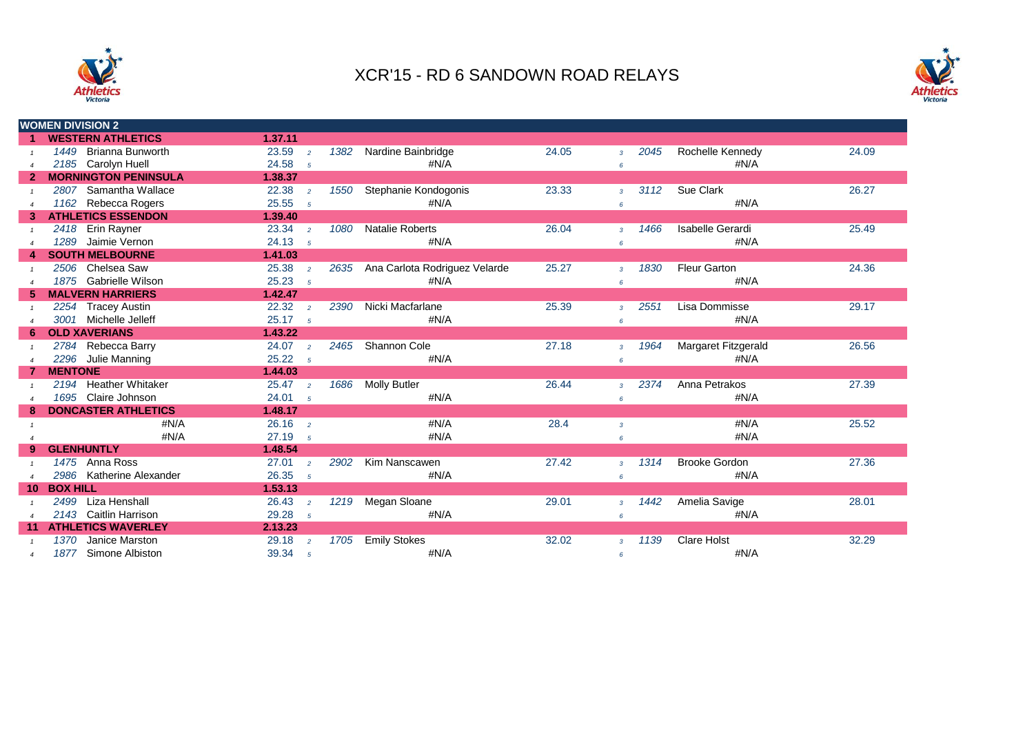# XCR'15 - RD 6 SANDOWN ROAD RELAYS

| WOMEN DIVISION 2 | | | | | | | | | | | |
|---|---|---|---|---|---|---|---|---|---|---|---|
| **1** | **WESTERN ATHLETICS** | | **1.37.11** | | | | | | | | |
| 1 | 1449 | Brianna Bunworth | 23.59 | 2 | 1382 | Nardine Bainbridge | 24.05 | 3 | 2045 | Rochelle Kennedy | 24.09 |
| 4 | 2185 | Carolyn Huell | 24.58 | 5 | | #N/A | | 6 | | #N/A | |
| **2** | **MORNINGTON PENINSULA** | | **1.38.37** | | | | | | | | |
| 1 | 2807 | Samantha Wallace | 22.38 | 2 | 1550 | Stephanie Kondogonis | 23.33 | 3 | 3112 | Sue Clark | 26.27 |
| 4 | 1162 | Rebecca Rogers | 25.55 | 5 | | #N/A | | 6 | | #N/A | |
| **3** | **ATHLETICS ESSENDON** | | **1.39.40** | | | | | | | | |
| 1 | 2418 | Erin Rayner | 23.34 | 2 | 1080 | Natalie Roberts | 26.04 | 3 | 1466 | Isabelle Gerardi | 25.49 |
| 4 | 1289 | Jaimie Vernon | 24.13 | 5 | | #N/A | | 6 | | #N/A | |
| **4** | **SOUTH MELBOURNE** | | **1.41.03** | | | | | | | | |
| 1 | 2506 | Chelsea Saw | 25.38 | 2 | 2635 | Ana Carlota Rodriguez Velarde | 25.27 | 3 | 1830 | Fleur Garton | 24.36 |
| 4 | 1875 | Gabrielle Wilson | 25.23 | 5 | | #N/A | | 6 | | #N/A | |
| **5** | **MALVERN HARRIERS** | | **1.42.47** | | | | | | | | |
| 1 | 2254 | Tracey Austin | 22.32 | 2 | 2390 | Nicki Macfarlane | 25.39 | 3 | 2551 | Lisa Dommisse | 29.17 |
| 4 | 3001 | Michelle Jelleff | 25.17 | 5 | | #N/A | | 6 | | #N/A | |
| **6** | **OLD XAVERIANS** | | **1.43.22** | | | | | | | | |
| 1 | 2784 | Rebecca Barry | 24.07 | 2 | 2465 | Shannon Cole | 27.18 | 3 | 1964 | Margaret Fitzgerald | 26.56 |
| 4 | 2296 | Julie Manning | 25.22 | 5 | | #N/A | | 6 | | #N/A | |
| **7** | **MENTONE** | | **1.44.03** | | | | | | | | |
| 1 | 2194 | Heather Whitaker | 25.47 | 2 | 1686 | Molly Butler | 26.44 | 3 | 2374 | Anna Petrakos | 27.39 |
| 4 | 1695 | Claire Johnson | 24.01 | 5 | | #N/A | | 6 | | #N/A | |
| **8** | **DONCASTER ATHLETICS** | | **1.48.17** | | | | | | | | |
| 1 | | #N/A | 26.16 | 2 | | #N/A | 28.4 | 3 | | #N/A | 25.52 |
| 4 | | #N/A | 27.19 | 5 | | #N/A | | 6 | | #N/A | |
| **9** | **GLENHUNTLY** | | **1.48.54** | | | | | | | | |
| 1 | 1475 | Anna Ross | 27.01 | 2 | 2902 | Kim Nanscawen | 27.42 | 3 | 1314 | Brooke Gordon | 27.36 |
| 4 | 2986 | Katherine Alexander | 26.35 | 5 | | #N/A | | 6 | | #N/A | |
| **10** | **BOX HILL** | | **1.53.13** | | | | | | | | |
| 1 | 2499 | Liza Henshall | 26.43 | 2 | 1219 | Megan Sloane | 29.01 | 3 | 1442 | Amelia Savige | 28.01 |
| 4 | 2143 | Caitlin Harrison | 29.28 | 5 | | #N/A | | 6 | | #N/A | |
| **11** | **ATHLETICS WAVERLEY** | | **2.13.23** | | | | | | | | |
| 1 | 1370 | Janice Marston | 29.18 | 2 | 1705 | Emily Stokes | 32.02 | 3 | 1139 | Clare Holst | 32.29 |
| 4 | 1877 | Simone Albiston | 39.34 | 5 | | #N/A | | 6 | | #N/A | |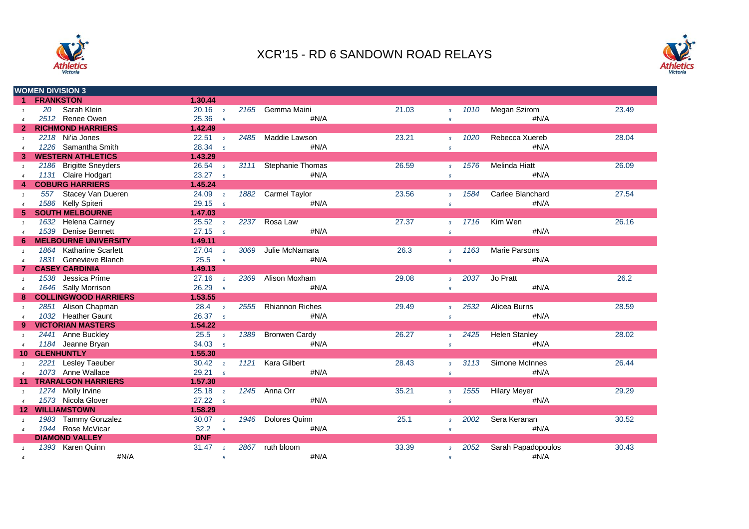# XCR'15 - RD 6 SANDOWN ROAD RELAYS

| | | | | | | | | | | | |
|---|---|---|---|---|---|---|---|---|---|---|---|
| **WOMEN DIVISION 3** | | | | | | | | | | | |
| **1** | **FRANKSTON** | | **1.30.44** | | | | | | | | |
| 1 | 20 | Sarah Klein | 20.16 | 2 | 2165 | Gemma Maini | 21.03 | 3 | 1010 | Megan Szirom | 23.49 |
| 4 | 2512 | Renee Owen | 25.36 | 5 | | #N/A | | 6 | | #N/A | |
| **2** | **RICHMOND HARRIERS** | | **1.42.49** | | | | | | | | |
| 1 | 2218 | Ni'ia Jones | 22.51 | 2 | 2485 | Maddie Lawson | 23.21 | 3 | 1020 | Rebecca Xuereb | 28.04 |
| 4 | 1226 | Samantha Smith | 28.34 | 5 | | #N/A | | 6 | | #N/A | |
| **3** | **WESTERN ATHLETICS** | | **1.43.29** | | | | | | | | |
| 1 | 2186 | Brigitte Sneyders | 26.54 | 2 | 3111 | Stephanie Thomas | 26.59 | 3 | 1576 | Melinda Hiatt | 26.09 |
| 4 | 1131 | Claire Hodgart | 23.27 | 5 | | #N/A | | 6 | | #N/A | |
| **4** | **COBURG HARRIERS** | | **1.45.24** | | | | | | | | |
| 1 | 557 | Stacey Van Dueren | 24.09 | 2 | 1882 | Carmel Taylor | 23.56 | 3 | 1584 | Carlee Blanchard | 27.54 |
| 4 | 1586 | Kelly Spiteri | 29.15 | 5 | | #N/A | | 6 | | #N/A | |
| **5** | **SOUTH MELBOURNE** | | **1.47.03** | | | | | | | | |
| 1 | 1632 | Helena Cairney | 25.52 | 2 | 2237 | Rosa Law | 27.37 | 3 | 1716 | Kim Wen | 26.16 |
| 4 | 1539 | Denise Bennett | 27.15 | 5 | | #N/A | | 6 | | #N/A | |
| **6** | **MELBOURNE UNIVERSITY** | | **1.49.11** | | | | | | | | |
| 1 | 1864 | Katharine Scarlett | 27.04 | 2 | 3069 | Julie McNamara | 26.3 | 3 | 1163 | Marie Parsons | |
| 4 | 1831 | Genevieve Blanch | 25.5 | 5 | | #N/A | | 6 | | #N/A | |
| **7** | **CASEY CARDINIA** | | **1.49.13** | | | | | | | | |
| 1 | 1538 | Jessica Prime | 27.16 | 2 | 2369 | Alison Moxham | 29.08 | 3 | 2037 | Jo Pratt | 26.2 |
| 4 | 1646 | Sally Morrison | 26.29 | 5 | | #N/A | | 6 | | #N/A | |
| **8** | **COLLINGWOOD HARRIERS** | | **1.53.55** | | | | | | | | |
| 1 | 2851 | Alison Chapman | 28.4 | 2 | 2555 | Rhiannon Riches | 29.49 | 3 | 2532 | Alicea Burns | 28.59 |
| 4 | 1032 | Heather Gaunt | 26.37 | 5 | | #N/A | | 6 | | #N/A | |
| **9** | **VICTORIAN MASTERS** | | **1.54.22** | | | | | | | | |
| 1 | 2441 | Anne Buckley | 25.5 | 2 | 1389 | Bronwen Cardy | 26.27 | 3 | 2425 | Helen Stanley | 28.02 |
| 4 | 1184 | Jeanne Bryan | 34.03 | 5 | | #N/A | | 6 | | #N/A | |
| **10** | **GLENHUNTLY** | | **1.55.30** | | | | | | | | |
| 1 | 2221 | Lesley Taeuber | 30.42 | 2 | 1121 | Kara Gilbert | 28.43 | 3 | 3113 | Simone McInnes | 26.44 |
| 4 | 1073 | Anne Wallace | 29.21 | 5 | | #N/A | | 6 | | #N/A | |
| **11** | **TRARALGON HARRIERS** | | **1.57.30** | | | | | | | | |
| 1 | 1274 | Molly Irvine | 25.18 | 2 | 1245 | Anna Orr | 35.21 | 3 | 1555 | Hilary Meyer | 29.29 |
| 4 | 1573 | Nicola Glover | 27.22 | 5 | | #N/A | | 6 | | #N/A | |
| **12** | **WILLIAMSTOWN** | | **1.58.29** | | | | | | | | |
| 1 | 1983 | Tammy Gonzalez | 30.07 | 2 | 1946 | Dolores Quinn | 25.1 | 3 | 2002 | Sera Keranan | 30.52 |
| 4 | 1944 | Rose McVicar | 32.2 | 5 | | #N/A | | 6 | | #N/A | |
| | **DIAMOND VALLEY** | | **DNF** | | | | | | | | |
| 1 | 1393 | Karen Quinn | 31.47 | 2 | 2867 | ruth bloom | 33.39 | 3 | 2052 | Sarah Papadopoulos | 30.43 |
| 4 | | #N/A | | 5 | | #N/A | | 6 | | #N/A | |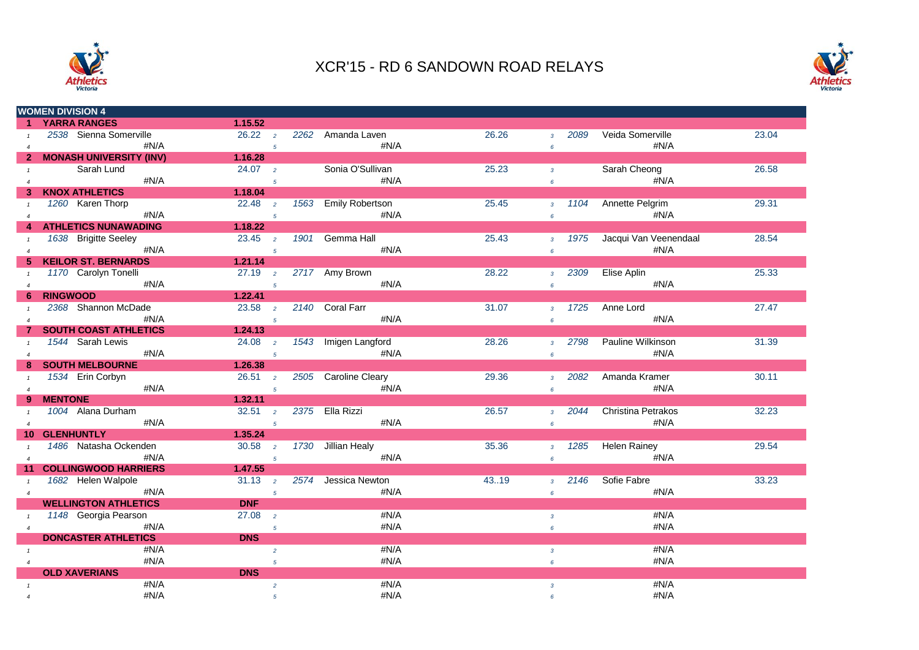# XCR'15 - RD 6 SANDOWN ROAD RELAYS

| | | | | | | | | | | | | |
|---|---|---|---|---|---|---|---|---|---|---|---|---|
| **WOMEN DIVISION 4** | | | | | | | | | | | | |
| **1** | **YARRA RANGES** | | **1.15.52** | | | | | | | | | |
| 1 | 2538 | Sienna Somerville | 26.22 | 2 | 2262 | Amanda Laven | 26.26 | 3 | 2089 | Veida Somerville | 23.04 | |
| 4 | | #N/A | | 5 | | #N/A | | 6 | | #N/A | | |
| **2** | **MONASH UNIVERSITY (INV)** | | **1.16.28** | | | | | | | | | |
| 1 | | Sarah Lund | 24.07 | 2 | | Sonia O'Sullivan | 25.23 | 3 | | Sarah Cheong | 26.58 | |
| 4 | | #N/A | | 5 | | #N/A | | 6 | | #N/A | | |
| **3** | **KNOX ATHLETICS** | | **1.18.04** | | | | | | | | | |
| 1 | 1260 | Karen Thorp | 22.48 | 2 | 1563 | Emily Robertson | 25.45 | 3 | 1104 | Annette Pelgrim | 29.31 | |
| 4 | | #N/A | | 5 | | #N/A | | 6 | | #N/A | | |
| **4** | **ATHLETICS NUNAWADING** | | **1.18.22** | | | | | | | | | |
| 1 | 1638 | Brigitte Seeley | 23.45 | 2 | 1901 | Gemma Hall | 25.43 | 3 | 1975 | Jacqui Van Veenendaal | 28.54 | |
| 4 | | #N/A | | 5 | | #N/A | | 6 | | #N/A | | |
| **5** | **KEILOR ST. BERNARDS** | | **1.21.14** | | | | | | | | | |
| 1 | 1170 | Carolyn Tonelli | 27.19 | 2 | 2717 | Amy Brown | 28.22 | 3 | 2309 | Elise Aplin | 25.33 | |
| 4 | | #N/A | | 5 | | #N/A | | 6 | | #N/A | | |
| **6** | **RINGWOOD** | | **1.22.41** | | | | | | | | | |
| 1 | 2368 | Shannon McDade | 23.58 | 2 | 2140 | Coral Farr | 31.07 | 3 | 1725 | Anne Lord | 27.47 | |
| 4 | | #N/A | | 5 | | #N/A | | 6 | | #N/A | | |
| **7** | **SOUTH COAST ATHLETICS** | | **1.24.13** | | | | | | | | | |
| 1 | 1544 | Sarah Lewis | 24.08 | 2 | 1543 | Imigen Langford | 28.26 | 3 | 2798 | Pauline Wilkinson | 31.39 | |
| 4 | | #N/A | | 5 | | #N/A | | 6 | | #N/A | | |
| **8** | **SOUTH MELBOURNE** | | **1.26.38** | | | | | | | | | |
| 1 | 1534 | Erin Corbyn | 26.51 | 2 | 2505 | Caroline Cleary | 29.36 | 3 | 2082 | Amanda Kramer | 30.11 | |
| 4 | | #N/A | | 5 | | #N/A | | 6 | | #N/A | | |
| **9** | **MENTONE** | | **1.32.11** | | | | | | | | | |
| 1 | 1004 | Alana Durham | 32.51 | 2 | 2375 | Ella Rizzi | 26.57 | 3 | 2044 | Christina Petrakos | 32.23 | |
| 4 | | #N/A | | 5 | | #N/A | | 6 | | #N/A | | |
| **10** | **GLENHUNTLY** | | **1.35.24** | | | | | | | | | |
| 1 | 1486 | Natasha Ockenden | 30.58 | 2 | 1730 | Jillian Healy | 35.36 | 3 | 1285 | Helen Rainey | 29.54 | |
| 4 | | #N/A | | 5 | | #N/A | | 6 | | #N/A | | |
| **11** | **COLLINGWOOD HARRIERS** | | **1.47.55** | | | | | | | | | |
| 1 | 1682 | Helen Walpole | 31.13 | 2 | 2574 | Jessica Newton | 43..19 | 3 | 2146 | Sofie Fabre | 33.23 | |
| 4 | | #N/A | | 5 | | #N/A | | 6 | | #N/A | | |
| | **WELLINGTON ATHLETICS** | | **DNF** | | | | | | | | | |
| 1 | 1148 | Georgia Pearson | 27.08 | 2 | | #N/A | | 3 | | #N/A | | |
| 4 | | #N/A | | 5 | | #N/A | | 6 | | #N/A | | |
| | **DONCASTER ATHLETICS** | | **DNS** | | | | | | | | | |
| 1 | | #N/A | | 2 | | #N/A | | 3 | | #N/A | | |
| 4 | | #N/A | | 5 | | #N/A | | 6 | | #N/A | | |
| | **OLD XAVERIANS** | | **DNS** | | | | | | | | | |
| 1 | | #N/A | | 2 | | #N/A | | 3 | | #N/A | | |
| 4 | | #N/A | | 5 | | #N/A | | 6 | | #N/A | | |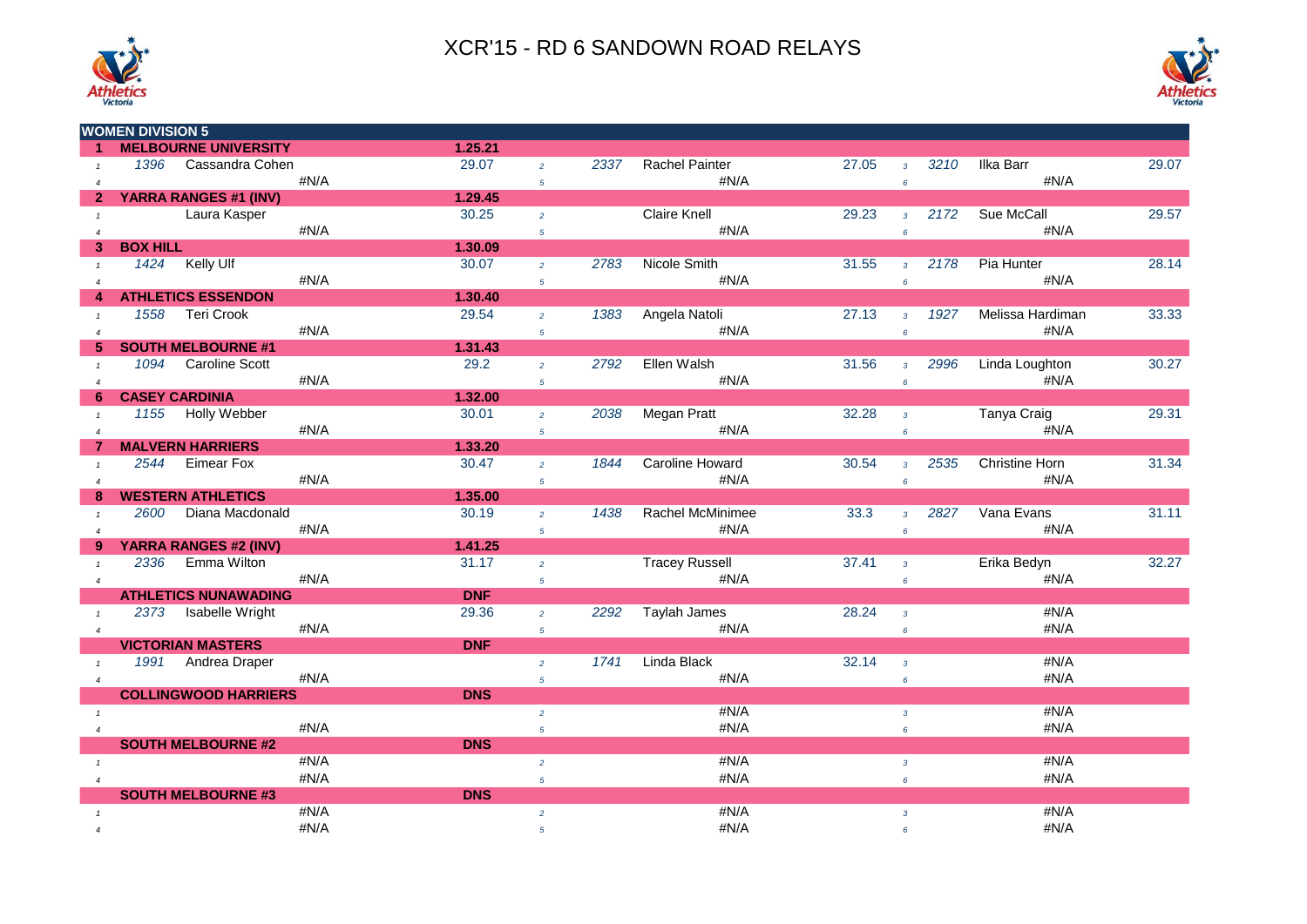# XCR'15 - RD 6 SANDOWN ROAD RELAYS

| WOMEN DIVISION 5 | | | | | | | | | | | | | |
|---|---|---|---|---|---|---|---|---|---|---|---|---|---|
| **1** | **MELBOURNE UNIVERSITY** | | **1.25.21** | | | | | | | | | | |
| 1 | 1396 | Cassandra Cohen | 29.07 | 2 | 2337 | Rachel Painter | 27.05 | 3 | 3210 | Ilka Barr | 29.07 | | |
| 4 | | #N/A | | 5 | | #N/A | | 6 | | #N/A | | | |
| **2** | **YARRA RANGES #1 (INV)** | | **1.29.45** | | | | | | | | | | |
| 1 | | Laura Kasper | 30.25 | 2 | | Claire Knell | 29.23 | 3 | 2172 | Sue McCall | 29.57 | | |
| 4 | | #N/A | | 5 | | #N/A | | 6 | | #N/A | | | |
| **3** | **BOX HILL** | | **1.30.09** | | | | | | | | | | |
| 1 | 1424 | Kelly Ulf | 30.07 | 2 | 2783 | Nicole Smith | 31.55 | 3 | 2178 | Pia Hunter | 28.14 | | |
| 4 | | #N/A | | 5 | | #N/A | | 6 | | #N/A | | | |
| **4** | **ATHLETICS ESSENDON** | | **1.30.40** | | | | | | | | | | |
| 1 | 1558 | Teri Crook | 29.54 | 2 | 1383 | Angela Natoli | 27.13 | 3 | 1927 | Melissa Hardiman | 33.33 | | |
| 4 | | #N/A | | 5 | | #N/A | | 6 | | #N/A | | | |
| **5** | **SOUTH MELBOURNE #1** | | **1.31.43** | | | | | | | | | | |
| 1 | 1094 | Caroline Scott | 29.2 | 2 | 2792 | Ellen Walsh | 31.56 | 3 | 2996 | Linda Loughton | 30.27 | | |
| 4 | | #N/A | | 5 | | #N/A | | 6 | | #N/A | | | |
| **6** | **CASEY CARDINIA** | | **1.32.00** | | | | | | | | | | |
| 1 | 1155 | Holly Webber | 30.01 | 2 | 2038 | Megan Pratt | 32.28 | 3 | | Tanya Craig | 29.31 | | |
| 4 | | #N/A | | 5 | | #N/A | | 6 | | #N/A | | | |
| **7** | **MALVERN HARRIERS** | | **1.33.20** | | | | | | | | | | |
| 1 | 2544 | Eimear Fox | 30.47 | 2 | 1844 | Caroline Howard | 30.54 | 3 | 2535 | Christine Horn | 31.34 | | |
| 4 | | #N/A | | 5 | | #N/A | | 6 | | #N/A | | | |
| **8** | **WESTERN ATHLETICS** | | **1.35.00** | | | | | | | | | | |
| 1 | 2600 | Diana Macdonald | 30.19 | 2 | 1438 | Rachel McMinimee | 33.3 | 3 | 2827 | Vana Evans | 31.11 | | |
| 4 | | #N/A | | 5 | | #N/A | | 6 | | #N/A | | | |
| **9** | **YARRA RANGES #2 (INV)** | | **1.41.25** | | | | | | | | | | |
| 1 | 2336 | Emma Wilton | 31.17 | 2 | | Tracey Russell | 37.41 | 3 | | Erika Bedyn | 32.27 | | |
| 4 | | #N/A | | 5 | | #N/A | | 6 | | #N/A | | | |
| | **ATHLETICS NUNAWADING** | | **DNF** | | | | | | | | | | |
| 1 | 2373 | Isabelle Wright | 29.36 | 2 | 2292 | Taylah James | 28.24 | 3 | | #N/A | | | |
| 4 | | #N/A | | 5 | | #N/A | | 6 | | #N/A | | | |
| | **VICTORIAN MASTERS** | | **DNF** | | | | | | | | | | |
| 1 | 1991 | Andrea Draper | | 2 | 1741 | Linda Black | 32.14 | 3 | | #N/A | | | |
| 4 | | #N/A | | 5 | | #N/A | | 6 | | #N/A | | | |
| | **COLLINGWOOD HARRIERS** | | **DNS** | | | | | | | | | | |
| 1 | | | | 2 | | #N/A | | 3 | | #N/A | | | |
| 4 | | #N/A | | 5 | | #N/A | | 6 | | #N/A | | | |
| | **SOUTH MELBOURNE #2** | | **DNS** | | | | | | | | | | |
| 1 | | #N/A | | 2 | | #N/A | | 3 | | #N/A | | | |
| 4 | | #N/A | | 5 | | #N/A | | 6 | | #N/A | | | |
| | **SOUTH MELBOURNE #3** | | **DNS** | | | | | | | | | | |
| 1 | | #N/A | | 2 | | #N/A | | 3 | | #N/A | | | |
| 4 | | #N/A | | 5 | | #N/A | | 6 | | #N/A | | | |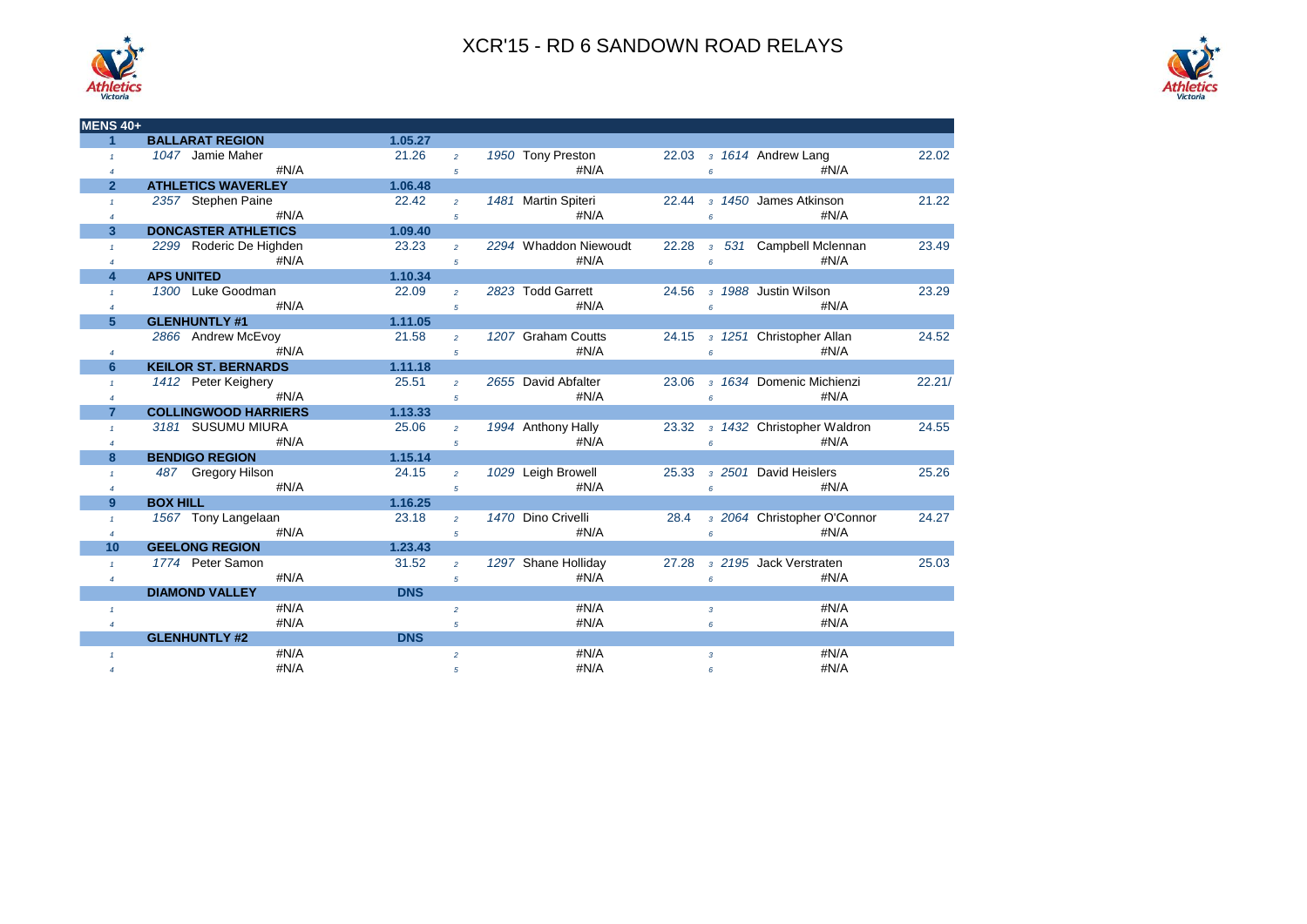# XCR'15 - RD 6 SANDOWN ROAD RELAYS

## MENS 40+

| | | | | | | | | | | | | |
|---|---|---|---|---|---|---|---|---|---|---|---|---|
| **1** | | **BALLARAT REGION** | **1.05.27** | | | | | | | | | |
| 1 | 1047 | Jamie Maher | 21.26 | 2 | 1950 | Tony Preston | 22.03 | 3 | 1614 | Andrew Lang | 22.02 |
| 4 | | #N/A | | 5 | | #N/A | | 6 | | #N/A | |
| **2** | | **ATHLETICS WAVERLEY** | **1.06.48** | | | | | | | | |
| 1 | 2357 | Stephen Paine | 22.42 | 2 | 1481 | Martin Spiteri | 22.44 | 3 | 1450 | James Atkinson | 21.22 |
| 4 | | #N/A | | 5 | | #N/A | | 6 | | #N/A | |
| **3** | | **DONCASTER ATHLETICS** | **1.09.40** | | | | | | | | |
| 1 | 2299 | Roderic De Highden | 23.23 | 2 | 2294 | Whaddon Niewoudt | 22.28 | 3 | 531 | Campbell Mclennan | 23.49 |
| 4 | | #N/A | | 5 | | #N/A | | 6 | | #N/A | |
| **4** | | **APS UNITED** | **1.10.34** | | | | | | | | |
| 1 | 1300 | Luke Goodman | 22.09 | 2 | 2823 | Todd Garrett | 24.56 | 3 | 1988 | Justin Wilson | 23.29 |
| 4 | | #N/A | | 5 | | #N/A | | 6 | | #N/A | |
| **5** | | **GLENHUNTLY #1** | **1.11.05** | | | | | | | | |
| | 2866 | Andrew McEvoy | 21.58 | 2 | 1207 | Graham Coutts | 24.15 | 3 | 1251 | Christopher Allan | 24.52 |
| 4 | | #N/A | | 5 | | #N/A | | 6 | | #N/A | |
| **6** | | **KEILOR ST. BERNARDS** | **1.11.18** | | | | | | | | |
| 1 | 1412 | Peter Keighery | 25.51 | 2 | 2655 | David Abfalter | 23.06 | 3 | 1634 | Domenic Michienzi | 22.21/ |
| 4 | | #N/A | | 5 | | #N/A | | 6 | | #N/A | |
| **7** | | **COLLINGWOOD HARRIERS** | **1.13.33** | | | | | | | | |
| 1 | 3181 | SUSUMU MIURA | 25.06 | 2 | 1994 | Anthony Hally | 23.32 | 3 | 1432 | Christopher Waldron | 24.55 |
| 4 | | #N/A | | 5 | | #N/A | | 6 | | #N/A | |
| **8** | | **BENDIGO REGION** | **1.15.14** | | | | | | | | |
| 1 | 487 | Gregory Hilson | 24.15 | 2 | 1029 | Leigh Browell | 25.33 | 3 | 2501 | David Heislers | 25.26 |
| 4 | | #N/A | | 5 | | #N/A | | 6 | | #N/A | |
| **9** | | **BOX HILL** | **1.16.25** | | | | | | | | |
| 1 | 1567 | Tony Langelaan | 23.18 | 2 | 1470 | Dino Crivelli | 28.4 | 3 | 2064 | Christopher O'Connor | 24.27 |
| 4 | | #N/A | | 5 | | #N/A | | 6 | | #N/A | |
| **10** | | **GEELONG REGION** | **1.23.43** | | | | | | | | |
| 1 | 1774 | Peter Samon | 31.52 | 2 | 1297 | Shane Holliday | 27.28 | 3 | 2195 | Jack Verstraten | 25.03 |
| 4 | | #N/A | | 5 | | #N/A | | 6 | | #N/A | |
| | | **DIAMOND VALLEY** | **DNS** | | | | | | | | |
| 1 | | #N/A | | 2 | | #N/A | | 3 | | #N/A | |
| 4 | | #N/A | | 5 | | #N/A | | 6 | | #N/A | |
| | | **GLENHUNTLY #2** | **DNS** | | | | | | | | |
| 1 | | #N/A | | 2 | | #N/A | | 3 | | #N/A | |
| 4 | | #N/A | | 5 | | #N/A | | 6 | | #N/A | |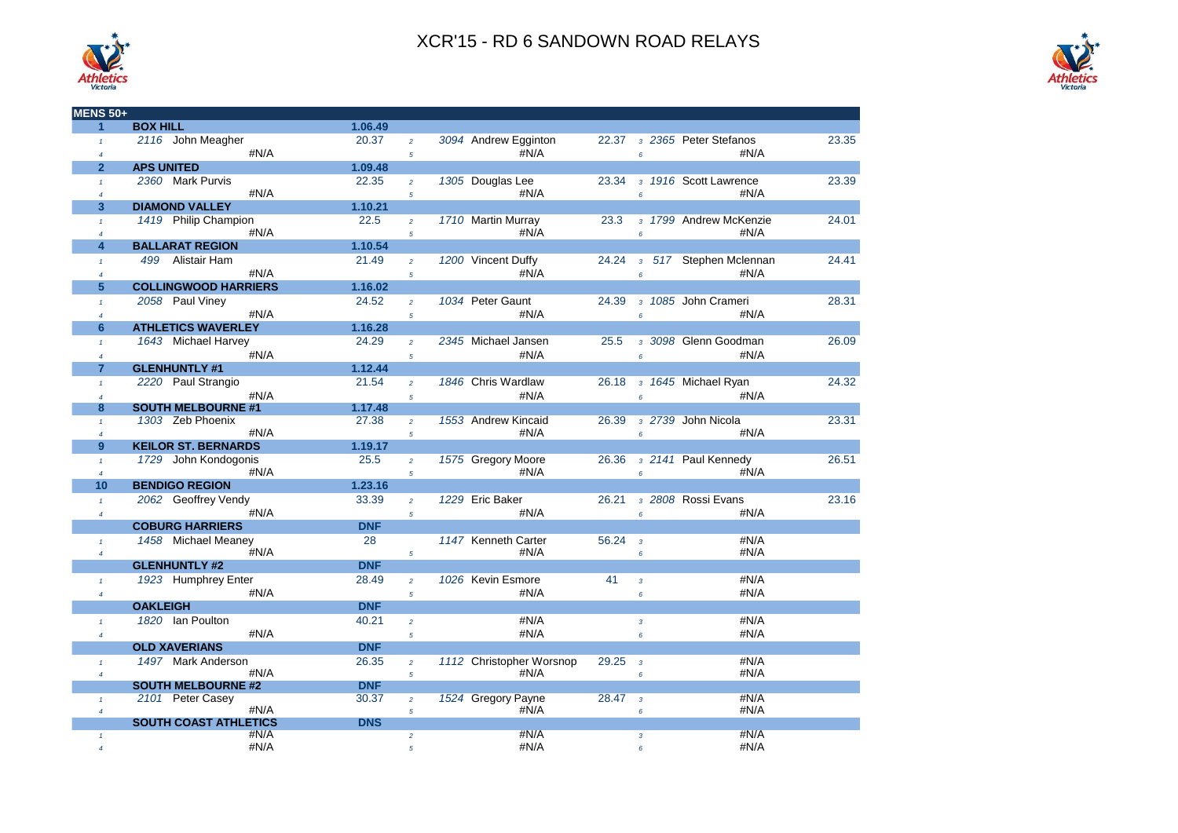# XCR'15 - RD 6 SANDOWN ROAD RELAYS

| MENS 50+ | | | | | | | | | | |
|---|---|---|---|---|---|---|---|---|---|---|
| **1** | **BOX HILL** | **1.06.49** | | | | | | | | |
| 1 | 2116 John Meagher | 20.37 | 2 | 3094 Andrew Egginton | 22.37 | 3 | 2365 Peter Stefanos | 23.35 | | |
| 4 | #N/A | | 5 | #N/A | | 6 | #N/A | | | |
| **2** | **APS UNITED** | **1.09.48** | | | | | | | | |
| 1 | 2360 Mark Purvis | 22.35 | 2 | 1305 Douglas Lee | 23.34 | 3 | 1916 Scott Lawrence | 23.39 | | |
| 4 | #N/A | | 5 | #N/A | | 6 | #N/A | | | |
| **3** | **DIAMOND VALLEY** | **1.10.21** | | | | | | | | |
| 1 | 1419 Philip Champion | 22.5 | 2 | 1710 Martin Murray | 23.3 | 3 | 1799 Andrew McKenzie | 24.01 | | |
| 4 | #N/A | | 5 | #N/A | | 6 | #N/A | | | |
| **4** | **BALLARAT REGION** | **1.10.54** | | | | | | | | |
| 1 | 499 Alistair Ham | 21.49 | 2 | 1200 Vincent Duffy | 24.24 | 3 | 517 Stephen Mclennan | 24.41 | | |
| 4 | #N/A | | 5 | #N/A | | 6 | #N/A | | | |
| **5** | **COLLINGWOOD HARRIERS** | **1.16.02** | | | | | | | | |
| 1 | 2058 Paul Viney | 24.52 | 2 | 1034 Peter Gaunt | 24.39 | 3 | 1085 John Crameri | 28.31 | | |
| 4 | #N/A | | 5 | #N/A | | 6 | #N/A | | | |
| **6** | **ATHLETICS WAVERLEY** | **1.16.28** | | | | | | | | |
| 1 | 1643 Michael Harvey | 24.29 | 2 | 2345 Michael Jansen | 25.5 | 3 | 3098 Glenn Goodman | 26.09 | | |
| 4 | #N/A | | 5 | #N/A | | 6 | #N/A | | | |
| **7** | **GLENHUNTLY #1** | **1.12.44** | | | | | | | | |
| 1 | 2220 Paul Strangio | 21.54 | 2 | 1846 Chris Wardlaw | 26.18 | 3 | 1645 Michael Ryan | 24.32 | | |
| 4 | #N/A | | 5 | #N/A | | 6 | #N/A | | | |
| **8** | **SOUTH MELBOURNE #1** | **1.17.48** | | | | | | | | |
| 1 | 1303 Zeb Phoenix | 27.38 | 2 | 1553 Andrew Kincaid | 26.39 | 3 | 2739 John Nicola | 23.31 | | |
| 4 | #N/A | | 5 | #N/A | | 6 | #N/A | | | |
| **9** | **KEILOR ST. BERNARDS** | **1.19.17** | | | | | | | | |
| 1 | 1729 John Kondogonis | 25.5 | 2 | 1575 Gregory Moore | 26.36 | 3 | 2141 Paul Kennedy | 26.51 | | |
| 4 | #N/A | | 5 | #N/A | | 6 | #N/A | | | |
| **10** | **BENDIGO REGION** | **1.23.16** | | | | | | | | |
| 1 | 2062 Geoffrey Vendy | 33.39 | 2 | 1229 Eric Baker | 26.21 | 3 | 2808 Rossi Evans | 23.16 | | |
| 4 | #N/A | | 5 | #N/A | | 6 | #N/A | | | |
| | **COBURG HARRIERS** | **DNF** | | | | | | | | |
| 1 | 1458 Michael Meaney | 28 | | 1147 Kenneth Carter | 56.24 | 3 | #N/A | | | |
| 4 | #N/A | | 5 | #N/A | | 6 | #N/A | | | |
| | **GLENHUNTLY #2** | **DNF** | | | | | | | | |
| 1 | 1923 Humphrey Enter | 28.49 | 2 | 1026 Kevin Esmore | 41 | 3 | #N/A | | | |
| 4 | #N/A | | 5 | #N/A | | 6 | #N/A | | | |
| | **OAKLEIGH** | **DNF** | | | | | | | | |
| 1 | 1820 Ian Poulton | 40.21 | 2 | #N/A | | 3 | #N/A | | | |
| 4 | #N/A | | 5 | #N/A | | 6 | #N/A | | | |
| | **OLD XAVERIANS** | **DNF** | | | | | | | | |
| 1 | 1497 Mark Anderson | 26.35 | 2 | 1112 Christopher Worsnop | 29.25 | 3 | #N/A | | | |
| 4 | #N/A | | 5 | #N/A | | 6 | #N/A | | | |
| | **SOUTH MELBOURNE #2** | **DNF** | | | | | | | | |
| 1 | 2101 Peter Casey | 30.37 | 2 | 1524 Gregory Payne | 28.47 | 3 | #N/A | | | |
| 4 | #N/A | | 5 | #N/A | | 6 | #N/A | | | |
| | **SOUTH COAST ATHLETICS** | **DNS** | | | | | | | | |
| 1 | #N/A | | 2 | #N/A | | 3 | #N/A | | | |
| 4 | #N/A | | 5 | #N/A | | 6 | #N/A | | | |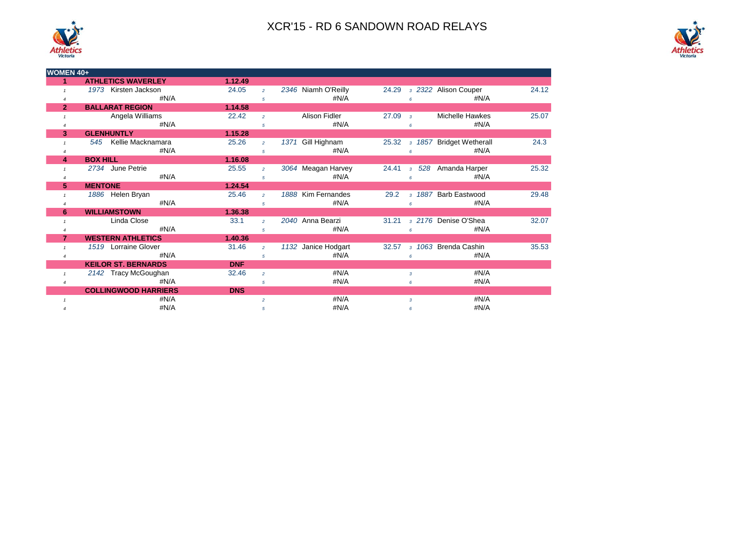# XCR'15 - RD 6 SANDOWN ROAD RELAYS

## WOMEN 40+

| | | | | | | | | | | | |
|---|---|---|---|---|---|---|---|---|---|---|---|
| **1** | **ATHLETICS WAVERLEY** | | **1.12.49** | | | | | | | | |
| 1 | 1973 | Kirsten Jackson | 24.05 | 2 | 2346 | Niamh O'Reilly | 24.29 | 3 | 2322 | Alison Couper | 24.12 |
| 4 | | #N/A | | 5 | | #N/A | | 6 | | #N/A | |
| **2** | **BALLARAT REGION** | | **1.14.58** | | | | | | | | |
| 1 | | Angela Williams | 22.42 | 2 | | Alison Fidler | 27.09 | 3 | | Michelle Hawkes | 25.07 |
| 4 | | #N/A | | 5 | | #N/A | | 6 | | #N/A | |
| **3** | **GLENHUNTLY** | | **1.15.28** | | | | | | | | |
| 1 | 545 | Kellie Macknamara | 25.26 | 2 | 1371 | Gill Highnam | 25.32 | 3 | 1857 | Bridget Wetherall | 24.3 |
| 4 | | #N/A | | 5 | | #N/A | | 6 | | #N/A | |
| **4** | **BOX HILL** | | **1.16.08** | | | | | | | | |
| 1 | 2734 | June Petrie | 25.55 | 2 | 3064 | Meagan Harvey | 24.41 | 3 | 528 | Amanda Harper | 25.32 |
| 4 | | #N/A | | 5 | | #N/A | | 6 | | #N/A | |
| **5** | **MENTONE** | | **1.24.54** | | | | | | | | |
| 1 | 1886 | Helen Bryan | 25.46 | 2 | 1888 | Kim Fernandes | 29.2 | 3 | 1887 | Barb Eastwood | 29.48 |
| 4 | | #N/A | | 5 | | #N/A | | 6 | | #N/A | |
| **6** | **WILLIAMSTOWN** | | **1.36.38** | | | | | | | | |
| 1 | | Linda Close | 33.1 | 2 | 2040 | Anna Bearzi | 31.21 | 3 | 2176 | Denise O'Shea | 32.07 |
| 4 | | #N/A | | 5 | | #N/A | | 6 | | #N/A | |
| **7** | **WESTERN ATHLETICS** | | **1.40.36** | | | | | | | | |
| 1 | 1519 | Lorraine Glover | 31.46 | 2 | 1132 | Janice Hodgart | 32.57 | 3 | 1063 | Brenda Cashin | 35.53 |
| 4 | | #N/A | | 5 | | #N/A | | 6 | | #N/A | |
| | **KEILOR ST. BERNARDS** | | **DNF** | | | | | | | | |
| 1 | 2142 | Tracy McGoughan | 32.46 | 2 | | #N/A | | 3 | | #N/A | |
| 4 | | #N/A | | 5 | | #N/A | | 6 | | #N/A | |
| | **COLLINGWOOD HARRIERS** | | **DNS** | | | | | | | | |
| 1 | | #N/A | | 2 | | #N/A | | 3 | | #N/A | |
| 4 | | #N/A | | 5 | | #N/A | | 6 | | #N/A | |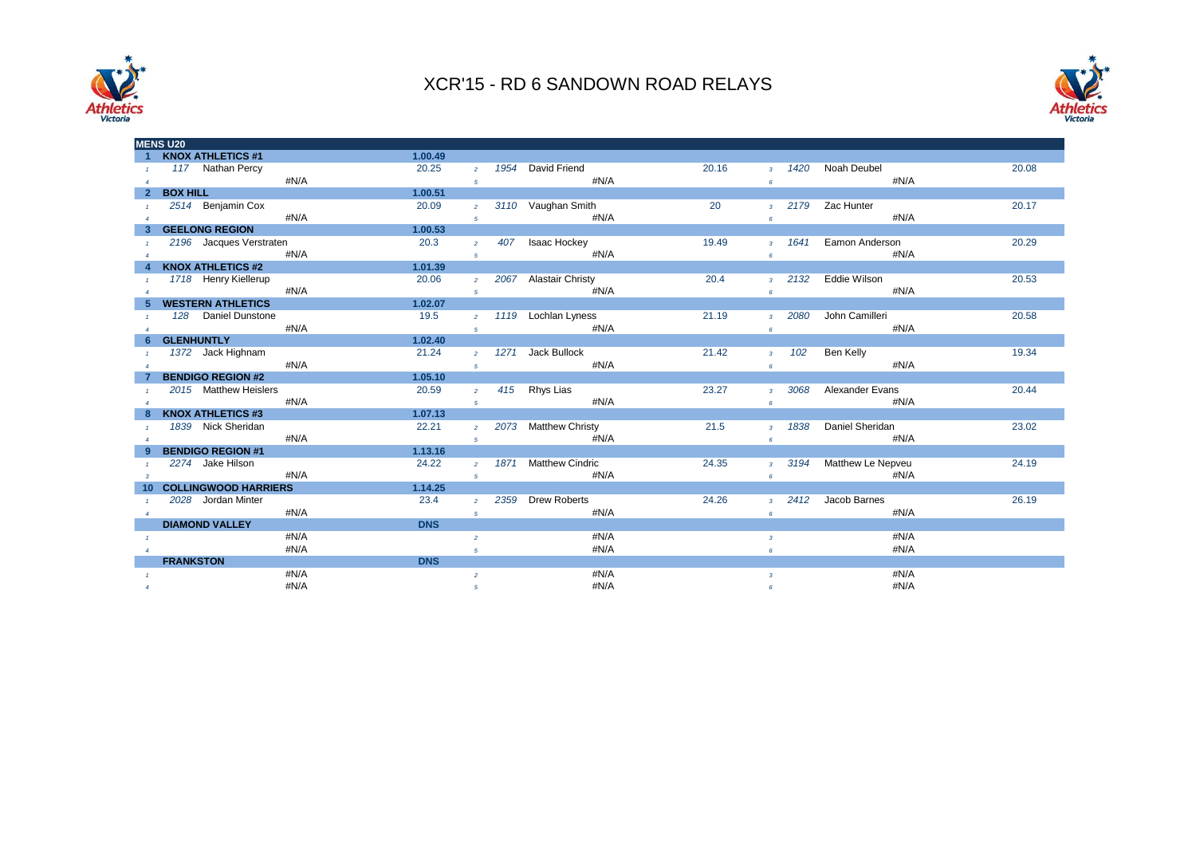# XCR'15 - RD 6 SANDOWN ROAD RELAYS

| | | | | | | | | | | | | |
|---|---|---|---|---|---|---|---|---|---|---|---|---|
| **MENS U20** | | | | | | | | | | | | |
| **1** | **KNOX ATHLETICS #1** | | **1.00.49** | | | | | | | | | |
| 1 | 117 | Nathan Percy | 20.25 | 2 | 1954 | David Friend | 20.16 | 3 | 1420 | Noah Deubel | 20.08 | |
| 4 | | #N/A | | 5 | | #N/A | | 6 | | #N/A | | |
| **2** | **BOX HILL** | | **1.00.51** | | | | | | | | | |
| 1 | 2514 | Benjamin Cox | 20.09 | 2 | 3110 | Vaughan Smith | 20 | 3 | 2179 | Zac Hunter | 20.17 | |
| 4 | | #N/A | | 5 | | #N/A | | 6 | | #N/A | | |
| **3** | **GEELONG REGION** | | **1.00.53** | | | | | | | | | |
| 1 | 2196 | Jacques Verstraten | 20.3 | 2 | 407 | Isaac Hockey | 19.49 | 3 | 1641 | Eamon Anderson | 20.29 | |
| 4 | | #N/A | | 5 | | #N/A | | 6 | | #N/A | | |
| **4** | **KNOX ATHLETICS #2** | | **1.01.39** | | | | | | | | | |
| 1 | 1718 | Henry Kiellerup | 20.06 | 2 | 2067 | Alastair Christy | 20.4 | 3 | 2132 | Eddie Wilson | 20.53 | |
| 4 | | #N/A | | 5 | | #N/A | | 6 | | #N/A | | |
| **5** | **WESTERN ATHLETICS** | | **1.02.07** | | | | | | | | | |
| 1 | 128 | Daniel Dunstone | 19.5 | 2 | 1119 | Lochlan Lyness | 21.19 | 3 | 2080 | John Camilleri | 20.58 | |
| 4 | | #N/A | | 5 | | #N/A | | 6 | | #N/A | | |
| **6** | **GLENHUNTLY** | | **1.02.40** | | | | | | | | | |
| 1 | 1372 | Jack Highnam | 21.24 | 2 | 1271 | Jack Bullock | 21.42 | 3 | 102 | Ben Kelly | 19.34 | |
| 4 | | #N/A | | 5 | | #N/A | | 6 | | #N/A | | |
| **7** | **BENDIGO REGION #2** | | **1.05.10** | | | | | | | | | |
| 1 | 2015 | Matthew Heislers | 20.59 | 2 | 415 | Rhys Lias | 23.27 | 3 | 3068 | Alexander Evans | 20.44 | |
| 4 | | #N/A | | 5 | | #N/A | | 6 | | #N/A | | |
| **8** | **KNOX ATHLETICS #3** | | **1.07.13** | | | | | | | | | |
| 1 | 1839 | Nick Sheridan | 22.21 | 2 | 2073 | Matthew Christy | 21.5 | 3 | 1838 | Daniel Sheridan | 23.02 | |
| 4 | | #N/A | | 5 | | #N/A | | 6 | | #N/A | | |
| **9** | **BENDIGO REGION #1** | | **1.13.16** | | | | | | | | | |
| 1 | 2274 | Jake Hilson | 24.22 | 2 | 1871 | Matthew Cindric | 24.35 | 3 | 3194 | Matthew Le Nepveu | 24.19 | |
| 3 | | #N/A | | 5 | | #N/A | | 6 | | #N/A | | |
| **10** | **COLLINGWOOD HARRIERS** | | **1.14.25** | | | | | | | | | |
| 1 | 2028 | Jordan Minter | 23.4 | 2 | 2359 | Drew Roberts | 24.26 | 3 | 2412 | Jacob Barnes | 26.19 | |
| 4 | | #N/A | | 5 | | #N/A | | 6 | | #N/A | | |
| | **DIAMOND VALLEY** | | **DNS** | | | | | | | | | |
| 1 | | #N/A | | 2 | | #N/A | | 3 | | #N/A | | |
| 4 | | #N/A | | 5 | | #N/A | | 6 | | #N/A | | |
| | **FRANKSTON** | | **DNS** | | | | | | | | | |
| 1 | | #N/A | | 2 | | #N/A | | 3 | | #N/A | | |
| 4 | | #N/A | | 5 | | #N/A | | 6 | | #N/A | | |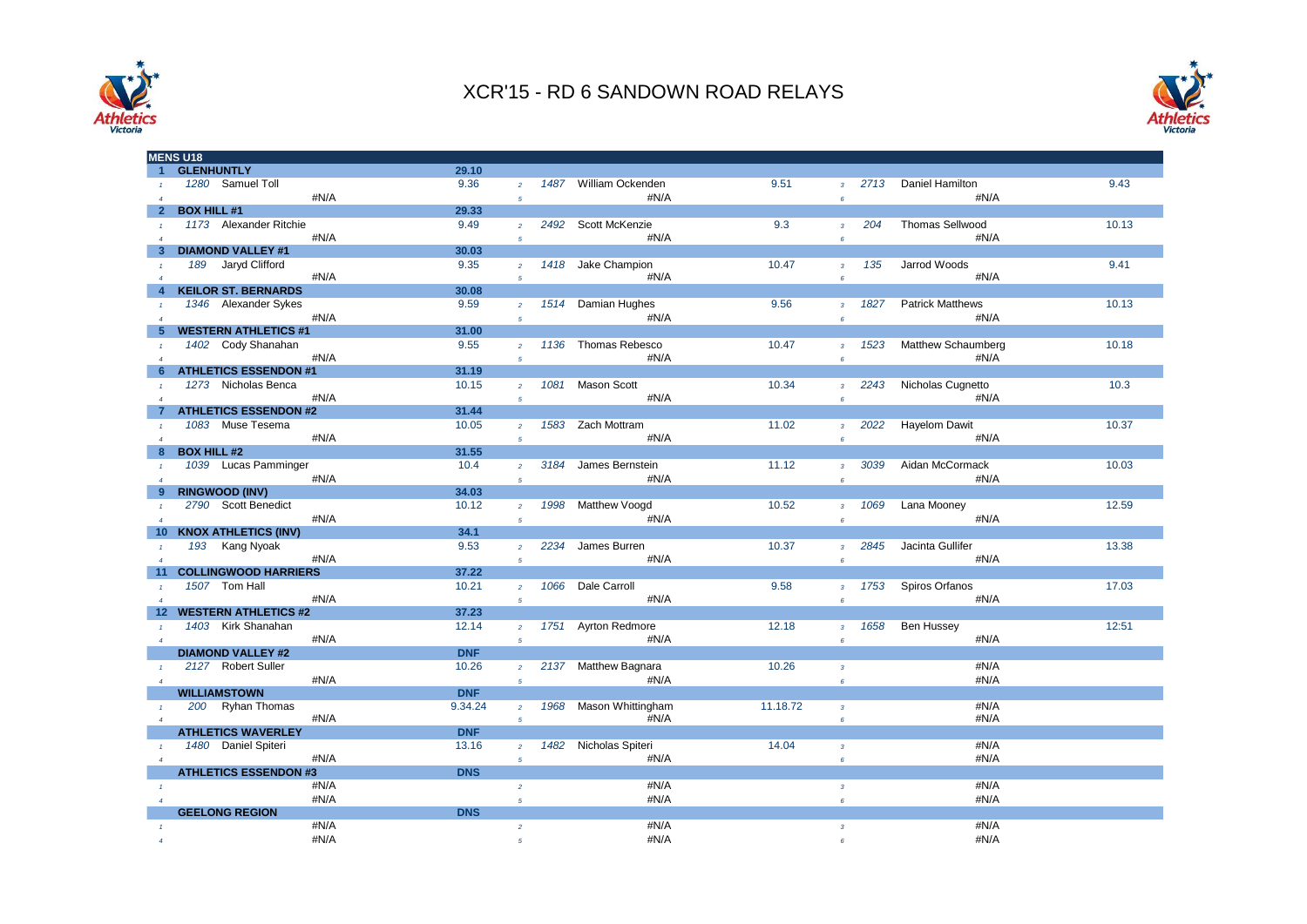# XCR'15 - RD 6 SANDOWN ROAD RELAYS

| | | | | | | | | | | | |
|---|---|---|---|---|---|---|---|---|---|---|---|
| **MENS U18** | | | | | | | | | | | |
| **1** | **GLENHUNTLY** | | **29.10** | | | | | | | | |
| 1 | 1280 | Samuel Toll | 9.36 | 2 | 1487 | William Ockenden | 9.51 | 3 | 2713 | Daniel Hamilton | 9.43 |
| 4 | | #N/A | | 5 | | #N/A | | 6 | | #N/A | |
| **2** | **BOX HILL #1** | | **29.33** | | | | | | | | |
| 1 | 1173 | Alexander Ritchie | 9.49 | 2 | 2492 | Scott McKenzie | 9.3 | 3 | 204 | Thomas Sellwood | 10.13 |
| 4 | | #N/A | | 5 | | #N/A | | 6 | | #N/A | |
| **3** | **DIAMOND VALLEY #1** | | **30.03** | | | | | | | | |
| 1 | 189 | Jaryd Clifford | 9.35 | 2 | 1418 | Jake Champion | 10.47 | 3 | 135 | Jarrod Woods | 9.41 |
| 4 | | #N/A | | 5 | | #N/A | | 6 | | #N/A | |
| **4** | **KEILOR ST. BERNARDS** | | **30.08** | | | | | | | | |
| 1 | 1346 | Alexander Sykes | 9.59 | 2 | 1514 | Damian Hughes | 9.56 | 3 | 1827 | Patrick Matthews | 10.13 |
| 4 | | #N/A | | 5 | | #N/A | | 6 | | #N/A | |
| **5** | **WESTERN ATHLETICS #1** | | **31.00** | | | | | | | | |
| 1 | 1402 | Cody Shanahan | 9.55 | 2 | 1136 | Thomas Rebesco | 10.47 | 3 | 1523 | Matthew Schaumberg | 10.18 |
| 4 | | #N/A | | 5 | | #N/A | | 6 | | #N/A | |
| **6** | **ATHLETICS ESSENDON #1** | | **31.19** | | | | | | | | |
| 1 | 1273 | Nicholas Benca | 10.15 | 2 | 1081 | Mason Scott | 10.34 | 3 | 2243 | Nicholas Cugnetto | 10.3 |
| 4 | | #N/A | | 5 | | #N/A | | 6 | | #N/A | |
| **7** | **ATHLETICS ESSENDON #2** | | **31.44** | | | | | | | | |
| 1 | 1083 | Muse Tesema | 10.05 | 2 | 1583 | Zach Mottram | 11.02 | 3 | 2022 | Hayelom Dawit | 10.37 |
| 4 | | #N/A | | 5 | | #N/A | | 6 | | #N/A | |
| **8** | **BOX HILL #2** | | **31.55** | | | | | | | | |
| 1 | 1039 | Lucas Pamminger | 10.4 | 2 | 3184 | James Bernstein | 11.12 | 3 | 3039 | Aidan McCormack | 10.03 |
| 4 | | #N/A | | 5 | | #N/A | | 6 | | #N/A | |
| **9** | **RINGWOOD (INV)** | | **34.03** | | | | | | | | |
| 1 | 2790 | Scott Benedict | 10.12 | 2 | 1998 | Matthew Voogd | 10.52 | 3 | 1069 | Lana Mooney | 12.59 |
| 4 | | #N/A | | 5 | | #N/A | | 6 | | #N/A | |
| **10** | **KNOX ATHLETICS (INV)** | | **34.1** | | | | | | | | |
| 1 | 193 | Kang Nyoak | 9.53 | 2 | 2234 | James Burren | 10.37 | 3 | 2845 | Jacinta Gullifer | 13.38 |
| 4 | | #N/A | | 5 | | #N/A | | 6 | | #N/A | |
| **11** | **COLLINGWOOD HARRIERS** | | **37.22** | | | | | | | | |
| 1 | 1507 | Tom Hall | 10.21 | 2 | 1066 | Dale Carroll | 9.58 | 3 | 1753 | Spiros Orfanos | 17.03 |
| 4 | | #N/A | | 5 | | #N/A | | 6 | | #N/A | |
| **12** | **WESTERN ATHLETICS #2** | | **37.23** | | | | | | | | |
| 1 | 1403 | Kirk Shanahan | 12.14 | 2 | 1751 | Ayrton Redmore | 12.18 | 3 | 1658 | Ben Hussey | 12:51 |
| 4 | | #N/A | | 5 | | #N/A | | 6 | | #N/A | |
| | **DIAMOND VALLEY #2** | | **DNF** | | | | | | | | |
| 1 | 2127 | Robert Suller | 10.26 | 2 | 2137 | Matthew Bagnara | 10.26 | 3 | | #N/A | |
| 4 | | #N/A | | 5 | | #N/A | | 6 | | #N/A | |
| | **WILLIAMSTOWN** | | **DNF** | | | | | | | | |
| 1 | 200 | Ryhan Thomas | 9.34.24 | 2 | 1968 | Mason Whittingham | 11.18.72 | 3 | | #N/A | |
| 4 | | #N/A | | 5 | | #N/A | | 6 | | #N/A | |
| | **ATHLETICS WAVERLEY** | | **DNF** | | | | | | | | |
| 1 | 1480 | Daniel Spiteri | 13.16 | 2 | 1482 | Nicholas Spiteri | 14.04 | 3 | | #N/A | |
| 4 | | #N/A | | 5 | | #N/A | | 6 | | #N/A | |
| | **ATHLETICS ESSENDON #3** | | **DNS** | | | | | | | | |
| 1 | | #N/A | | 2 | | #N/A | | 3 | | #N/A | |
| 4 | | #N/A | | 5 | | #N/A | | 6 | | #N/A | |
| | **GEELONG REGION** | | **DNS** | | | | | | | | |
| 1 | | #N/A | | 2 | | #N/A | | 3 | | #N/A | |
| 4 | | #N/A | | 5 | | #N/A | | 6 | | #N/A | |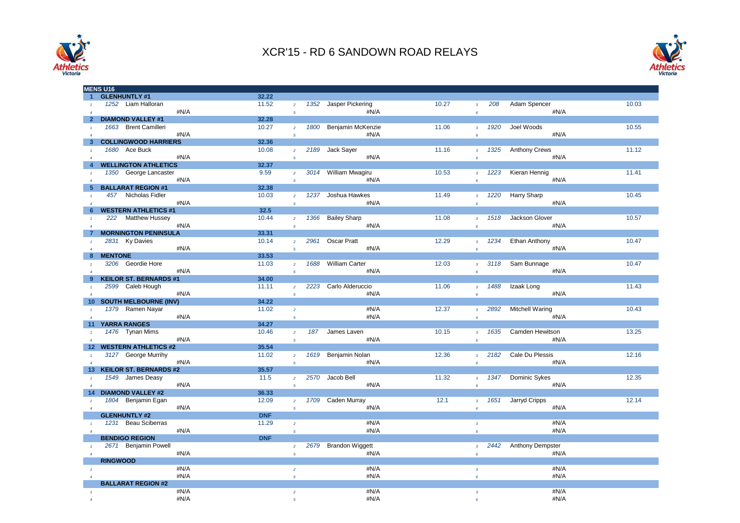# XCR'15 - RD 6 SANDOWN ROAD RELAYS

**MENS U16**

| | | | | | | | | | | | |
|---|---|---|---|---|---|---|---|---|---|---|---|
| **1** | **GLENHUNTLY #1** | | **32.22** | | | | | | | | |
| *1* | *1252* | Liam Halloran | 11.52 | *2* | *1352* | Jasper Pickering | 10.27 | *3* | *208* | Adam Spencer | 10.03 |
| *4* | | #N/A | | *5* | | #N/A | | *6* | | #N/A | |
| **2** | **DIAMOND VALLEY #1** | | **32.28** | | | | | | | | |
| *1* | *1663* | Brent Camilleri | 10.27 | *2* | *1800* | Benjamin McKenzie | 11.06 | *3* | *1920* | Joel Woods | 10.55 |
| *4* | | #N/A | | *5* | | #N/A | | *6* | | #N/A | |
| **3** | **COLLINGWOOD HARRIERS** | | **32.36** | | | | | | | | |
| *1* | *1680* | Ace Buck | 10.08 | *2* | *2189* | Jack Sayer | 11.16 | *3* | *1325* | Anthony Crews | 11.12 |
| *4* | | #N/A | | *5* | | #N/A | | *6* | | #N/A | |
| **4** | **WELLINGTON ATHLETICS** | | **32.37** | | | | | | | | |
| *1* | *1350* | George Lancaster | 9.59 | *2* | *3014* | William Mwagiru | 10.53 | *3* | *1223* | Kieran Hennig | 11.41 |
| *4* | | #N/A | | *5* | | #N/A | | *6* | | #N/A | |
| **5** | **BALLARAT REGION #1** | | **32.38** | | | | | | | | |
| *1* | *457* | Nicholas Fidler | 10.03 | *2* | *1237* | Joshua Hawkes | 11.49 | *3* | *1220* | Harry Sharp | 10.45 |
| *4* | | #N/A | | *5* | | #N/A | | *6* | | #N/A | |
| **6** | **WESTERN ATHLETICS #1** | | **32.5** | | | | | | | | |
| *1* | *222* | Matthew Hussey | 10.44 | *2* | *1366* | Bailey Sharp | 11.08 | *3* | *1518* | Jackson Glover | 10.57 |
| *4* | | #N/A | | *5* | | #N/A | | *6* | | #N/A | |
| **7** | **MORNINGTON PENINSULA** | | **33.31** | | | | | | | | |
| *1* | *2831* | Ky Davies | 10.14 | *2* | *2961* | Oscar Pratt | 12.29 | *3* | *1234* | Ethan Anthony | 10.47 |
| *4* | | #N/A | | *5* | | #N/A | | *6* | | #N/A | |
| **8** | **MENTONE** | | **33.53** | | | | | | | | |
| *1* | *3206* | Geordie Hore | 11.03 | *2* | *1688* | William Carter | 12.03 | *3* | *3118* | Sam Bunnage | 10.47 |
| *4* | | #N/A | | *5* | | #N/A | | *6* | | #N/A | |
| **9** | **KEILOR ST. BERNARDS #1** | | **34.00** | | | | | | | | |
| *1* | *2599* | Caleb Hough | 11.11 | *2* | *2223* | Carlo Alderuccio | 11.06 | *3* | *1488* | Izaak Long | 11.43 |
| *4* | | #N/A | | *5* | | #N/A | | *6* | | #N/A | |
| **10** | **SOUTH MELBOURNE (INV)** | | **34.22** | | | | | | | | |
| *1* | *1379* | Ramen Nayar | 11.02 | *2* | | #N/A | 12.37 | *3* | *2892* | Mitchell Waring | 10.43 |
| *4* | | #N/A | | *5* | | #N/A | | *6* | | #N/A | |
| **11** | **YARRA RANGES** | | **34.27** | | | | | | | | |
| *1* | *1476* | Tynan Mims | 10.46 | *2* | *187* | James Laven | 10.15 | *3* | *1635* | Camden Hewitson | 13.25 |
| *4* | | #N/A | | *5* | | #N/A | | *6* | | #N/A | |
| **12** | **WESTERN ATHLETICS #2** | | **35.54** | | | | | | | | |
| *1* | *3127* | George Murrihy | 11.02 | *2* | *1619* | Benjamin Nolan | 12.36 | *3* | *2182* | Cale Du Plessis | 12.16 |
| *4* | | #N/A | | *5* | | #N/A | | *6* | | #N/A | |
| **13** | **KEILOR ST. BERNARDS #2** | | **35.57** | | | | | | | | |
| *1* | *1549* | James Deasy | 11.5 | *2* | *2570* | Jacob Bell | 11.32 | *3* | *1347* | Dominic Sykes | 12.35 |
| *4* | | #N/A | | *5* | | #N/A | | *6* | | #N/A | |
| **14** | **DIAMOND VALLEY #2** | | **36.33** | | | | | | | | |
| *1* | *1804* | Benjamin Egan | 12.09 | *2* | *1709* | Caden Murray | 12.1 | *3* | *1651* | Jarryd Cripps | 12.14 |
| *4* | | #N/A | | *5* | | #N/A | | *6* | | #N/A | |
| | **GLENHUNTLY #2** | | **DNF** | | | | | | | | |
| *1* | *1231* | Beau Sciberras | 11.29 | *2* | | #N/A | | *3* | | #N/A | |
| *4* | | #N/A | | *5* | | #N/A | | *6* | | #N/A | |
| | **BENDIGO REGION** | | **DNF** | | | | | | | | |
| *1* | *2671* | Benjamin Powell | | *2* | *2679* | Brandon Wiggett | | *3* | *2442* | Anthony Dempster | |
| *4* | | #N/A | | *5* | | #N/A | | *6* | | #N/A | |
| | **RINGWOOD** | | | | | | | | | | |
| *1* | | #N/A | | *2* | | #N/A | | *3* | | #N/A | |
| *4* | | #N/A | | *5* | | #N/A | | *6* | | #N/A | |
| | **BALLARAT REGION #2** | | | | | | | | | | |
| *1* | | #N/A | | *2* | | #N/A | | *3* | | #N/A | |
| *4* | | #N/A | | *5* | | #N/A | | *6* | | #N/A | |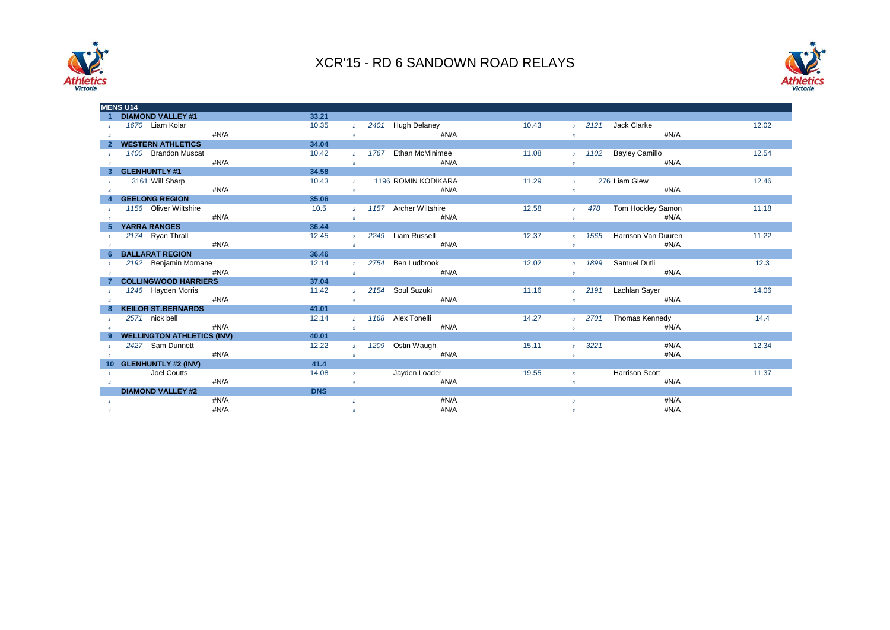# XCR'15 - RD 6 SANDOWN ROAD RELAYS

| MENS U14 | | | | | | | | | | | | | |
|---|---|---|---|---|---|---|---|---|---|---|---|---|---|
| 1 | DIAMOND VALLEY #1 | | 33.21 | | | | | | | | | | |
| 1 | 1670 | Liam Kolar | 10.35 | 2 | 2401 | Hugh Delaney | 10.43 | 3 | 2121 | Jack Clarke | 12.02 | | |
| 4 | | #N/A | | 5 | | #N/A | | 6 | | #N/A | | | |
| 2 | WESTERN ATHLETICS | | 34.04 | | | | | | | | | | |
| 1 | 1400 | Brandon Muscat | 10.42 | 2 | 1767 | Ethan McMinimee | 11.08 | 3 | 1102 | Bayley Camillo | 12.54 | | |
| 4 | | #N/A | | 5 | | #N/A | | 6 | | #N/A | | | |
| 3 | GLENHUNTLY #1 | | 34.58 | | | | | | | | | | |
| 1 | 3161 | Will Sharp | 10.43 | 2 | 1196 | ROMIN KODIKARA | 11.29 | 3 | 276 | Liam Glew | 12.46 | | |
| 4 | | #N/A | | 5 | | #N/A | | 6 | | #N/A | | | |
| 4 | GEELONG REGION | | 35.06 | | | | | | | | | | |
| 1 | 1156 | Oliver Wiltshire | 10.5 | 2 | 1157 | Archer Wiltshire | 12.58 | 3 | 478 | Tom Hockley Samon | 11.18 | | |
| 4 | | #N/A | | 5 | | #N/A | | 6 | | #N/A | | | |
| 5 | YARRA RANGES | | 36.44 | | | | | | | | | | |
| 1 | 2174 | Ryan Thrall | 12.45 | 2 | 2249 | Liam Russell | 12.37 | 3 | 1565 | Harrison Van Duuren | 11.22 | | |
| 4 | | #N/A | | 5 | | #N/A | | 6 | | #N/A | | | |
| 6 | BALLARAT REGION | | 36.46 | | | | | | | | | | |
| 1 | 2192 | Benjamin Mornane | 12.14 | 2 | 2754 | Ben Ludbrook | 12.02 | 3 | 1899 | Samuel Dutli | 12.3 | | |
| 4 | | #N/A | | 5 | | #N/A | | 6 | | #N/A | | | |
| 7 | COLLINGWOOD HARRIERS | | 37.04 | | | | | | | | | | |
| 1 | 1246 | Hayden Morris | 11.42 | 2 | 2154 | Soul Suzuki | 11.16 | 3 | 2191 | Lachlan Sayer | 14.06 | | |
| 4 | | #N/A | | 5 | | #N/A | | 6 | | #N/A | | | |
| 8 | KEILOR ST.BERNARDS | | 41.01 | | | | | | | | | | |
| 1 | 2571 | nick bell | 12.14 | 2 | 1168 | Alex Tonelli | 14.27 | 3 | 2701 | Thomas Kennedy | 14.4 | | |
| 4 | | #N/A | | 5 | | #N/A | | 6 | | #N/A | | | |
| 9 | WELLINGTON ATHLETICS (INV) | | 40.01 | | | | | | | | | | |
| 1 | 2427 | Sam Dunnett | 12.22 | 2 | 1209 | Ostin Waugh | 15.11 | 3 | 3221 | #N/A | 12.34 | | |
| 4 | | #N/A | | 5 | | #N/A | | 6 | | #N/A | | | |
| 10 | GLENHUNTLY #2 (INV) | | 41.4 | | | | | | | | | | |
| 1 | | Joel Coutts | 14.08 | 2 | | Jayden Loader | 19.55 | 3 | | Harrison Scott | 11.37 | | |
| 4 | | #N/A | | 5 | | #N/A | | 6 | | #N/A | | | |
| | DIAMOND VALLEY #2 | | DNS | | | | | | | | | | |
| 1 | | #N/A | | 2 | | #N/A | | 3 | | #N/A | | | |
| 4 | | #N/A | | 5 | | #N/A | | 6 | | #N/A | | | |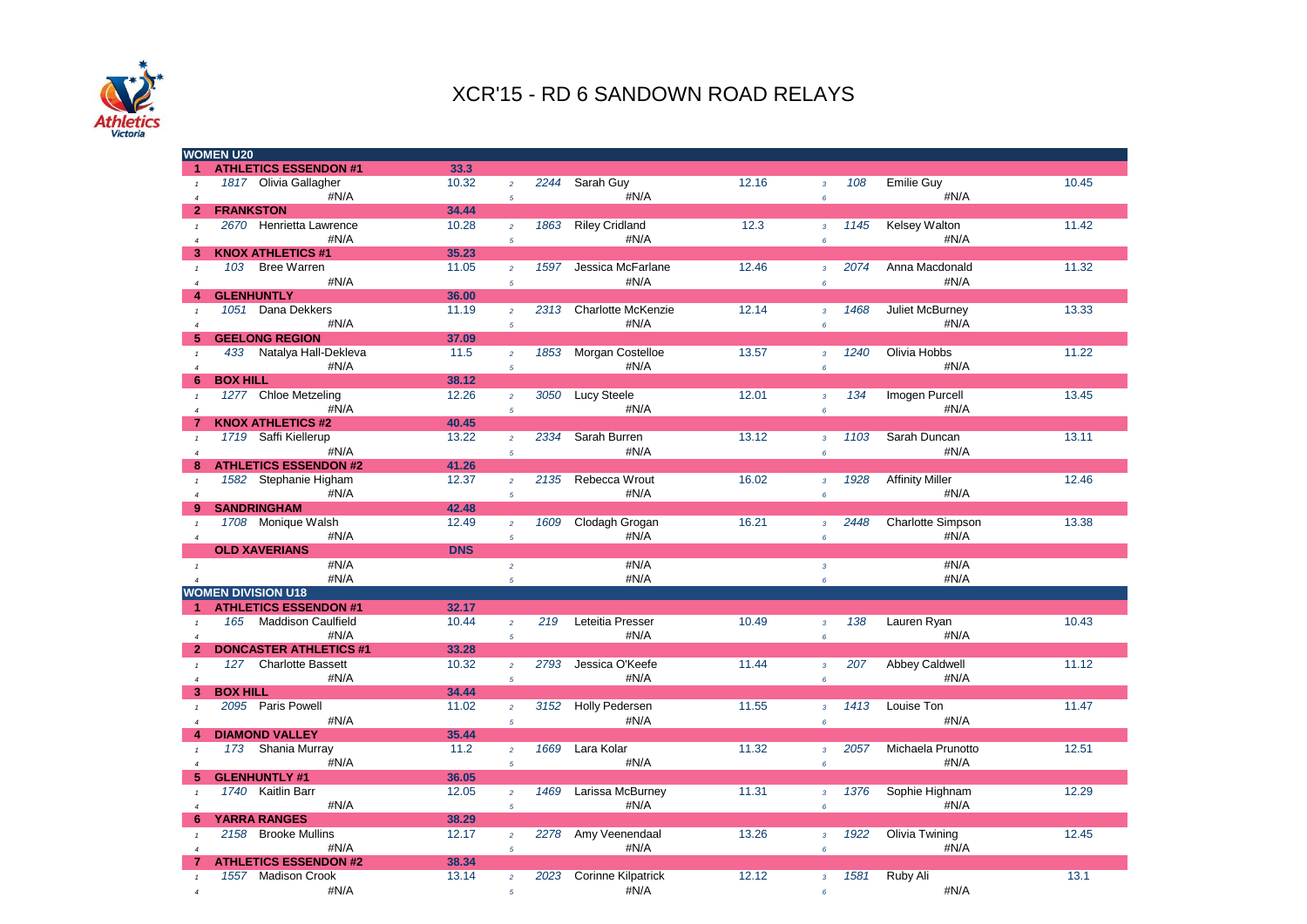# XCR'15 - RD 6 SANDOWN ROAD RELAYS

| | | | | | | | | | | | |
|---|---|---|---|---|---|---|---|---|---|---|---|
| **WOMEN U20** | | | | | | | | | | | |
| **1** | **ATHLETICS ESSENDON #1** | **33.3** | | | | | | | | | |
| 1 | 1817 Olivia Gallagher | 10.32 | 2 | 2244 | Sarah Guy | 12.16 | 3 | 108 | Emilie Guy | 10.45 | |
| 4 | #N/A | | 5 | | #N/A | | 6 | | #N/A | | |
| **2** | **FRANKSTON** | **34.44** | | | | | | | | | |
| 1 | 2670 Henrietta Lawrence | 10.28 | 2 | 1863 | Riley Cridland | 12.3 | 3 | 1145 | Kelsey Walton | 11.42 | |
| 4 | #N/A | | 5 | | #N/A | | 6 | | #N/A | | |
| **3** | **KNOX ATHLETICS #1** | **35.23** | | | | | | | | | |
| 1 | 103 Bree Warren | 11.05 | 2 | 1597 | Jessica McFarlane | 12.46 | 3 | 2074 | Anna Macdonald | 11.32 | |
| 4 | #N/A | | 5 | | #N/A | | 6 | | #N/A | | |
| **4** | **GLENHUNTLY** | **36.00** | | | | | | | | | |
| 1 | 1051 Dana Dekkers | 11.19 | 2 | 2313 | Charlotte McKenzie | 12.14 | 3 | 1468 | Juliet McBurney | 13.33 | |
| 4 | #N/A | | 5 | | #N/A | | 6 | | #N/A | | |
| **5** | **GEELONG REGION** | **37.09** | | | | | | | | | |
| 1 | 433 Natalya Hall-Dekleva | 11.5 | 2 | 1853 | Morgan Costelloe | 13.57 | 3 | 1240 | Olivia Hobbs | 11.22 | |
| 4 | #N/A | | 5 | | #N/A | | 6 | | #N/A | | |
| **6** | **BOX HILL** | **38.12** | | | | | | | | | |
| 1 | 1277 Chloe Metzeling | 12.26 | 2 | 3050 | Lucy Steele | 12.01 | 3 | 134 | Imogen Purcell | 13.45 | |
| 4 | #N/A | | 5 | | #N/A | | 6 | | #N/A | | |
| **7** | **KNOX ATHLETICS #2** | **40.45** | | | | | | | | | |
| 1 | 1719 Saffi Kiellerup | 13.22 | 2 | 2334 | Sarah Burren | 13.12 | 3 | 1103 | Sarah Duncan | 13.11 | |
| 4 | #N/A | | 5 | | #N/A | | 6 | | #N/A | | |
| **8** | **ATHLETICS ESSENDON #2** | **41.26** | | | | | | | | | |
| 1 | 1582 Stephanie Higham | 12.37 | 2 | 2135 | Rebecca Wrout | 16.02 | 3 | 1928 | Affinity Miller | 12.46 | |
| 4 | #N/A | | 5 | | #N/A | | 6 | | #N/A | | |
| **9** | **SANDRINGHAM** | **42.48** | | | | | | | | | |
| 1 | 1708 Monique Walsh | 12.49 | 2 | 1609 | Clodagh Grogan | 16.21 | 3 | 2448 | Charlotte Simpson | 13.38 | |
| 4 | #N/A | | 5 | | #N/A | | 6 | | #N/A | | |
| | **OLD XAVERIANS** | **DNS** | | | | | | | | | |
| 1 | #N/A | | 2 | | #N/A | | 3 | | #N/A | | |
| 4 | #N/A | | 5 | | #N/A | | 6 | | #N/A | | |
| **WOMEN DIVISION U18** | | | | | | | | | | | |
| **1** | **ATHLETICS ESSENDON #1** | **32.17** | | | | | | | | | |
| 1 | 165 Maddison Caulfield | 10.44 | 2 | 219 | Leteitia Presser | 10.49 | 3 | 138 | Lauren Ryan | 10.43 | |
| 4 | #N/A | | 5 | | #N/A | | 6 | | #N/A | | |
| **2** | **DONCASTER ATHLETICS #1** | **33.28** | | | | | | | | | |
| 1 | 127 Charlotte Bassett | 10.32 | 2 | 2793 | Jessica O'Keefe | 11.44 | 3 | 207 | Abbey Caldwell | 11.12 | |
| 4 | #N/A | | 5 | | #N/A | | 6 | | #N/A | | |
| **3** | **BOX HILL** | **34.44** | | | | | | | | | |
| 1 | 2095 Paris Powell | 11.02 | 2 | 3152 | Holly Pedersen | 11.55 | 3 | 1413 | Louise Ton | 11.47 | |
| 4 | #N/A | | 5 | | #N/A | | 6 | | #N/A | | |
| **4** | **DIAMOND VALLEY** | **35.44** | | | | | | | | | |
| 1 | 173 Shania Murray | 11.2 | 2 | 1669 | Lara Kolar | 11.32 | 3 | 2057 | Michaela Prunotto | 12.51 | |
| 4 | #N/A | | 5 | | #N/A | | 6 | | #N/A | | |
| **5** | **GLENHUNTLY #1** | **36.05** | | | | | | | | | |
| 1 | 1740 Kaitlin Barr | 12.05 | 2 | 1469 | Larissa McBurney | 11.31 | 3 | 1376 | Sophie Highnam | 12.29 | |
| 4 | #N/A | | 5 | | #N/A | | 6 | | #N/A | | |
| **6** | **YARRA RANGES** | **38.29** | | | | | | | | | |
| 1 | 2158 Brooke Mullins | 12.17 | 2 | 2278 | Amy Veenendaal | 13.26 | 3 | 1922 | Olivia Twining | 12.45 | |
| 4 | #N/A | | 5 | | #N/A | | 6 | | #N/A | | |
| **7** | **ATHLETICS ESSENDON #2** | **38.34** | | | | | | | | | |
| 1 | 1557 Madison Crook | 13.14 | 2 | 2023 | Corinne Kilpatrick | 12.12 | 3 | 1581 | Ruby Ali | 13.1 | |
| 4 | #N/A | | 5 | | #N/A | | 6 | | #N/A | | |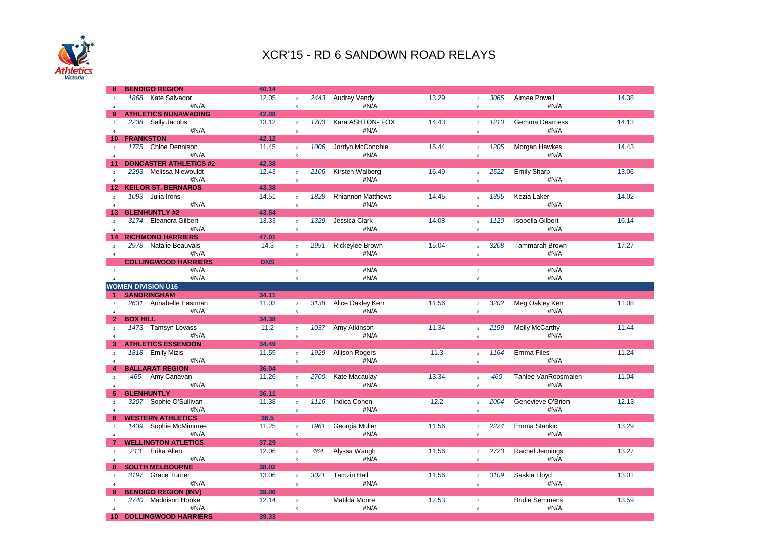# XCR'15 - RD 6 SANDOWN ROAD RELAYS

| | | | | | | | | | | | |
|---|---|---|---|---|---|---|---|---|---|---|---|
| **8** | **BENDIGO REGION** | **40.14** | | | | | | | | | |
| 1 | 1868 Kate Salvador | 12.05 | 2 | 2443 | Audrey Vendy | 13.29 | 3 | 3065 | Aimee Powell | 14.38 | |
| 4 | #N/A | | 5 | | #N/A | | 6 | | #N/A | | |
| **9** | **ATHLETICS NUNAWADING** | **42.08** | | | | | | | | | |
| 1 | 2238 Sally Jacobs | 13.12 | 2 | 1703 | Kara ASHTON- FOX | 14.43 | 3 | 1210 | Gemma Dearness | 14.13 | |
| 4 | #N/A | | 5 | | #N/A | | 6 | | #N/A | | |
| **10** | **FRANKSTON** | **42.12** | | | | | | | | | |
| 1 | 1775 Chloe Dennison | 11.45 | 2 | 1006 | Jordyn McConchie | 15.44 | 3 | 1205 | Morgan Hawkes | 14.43 | |
| 4 | #N/A | | 5 | | #N/A | | 6 | | #N/A | | |
| **11** | **DONCASTER ATHLETICS #2** | **42.38** | | | | | | | | | |
| 1 | 2293 Melissa Niewouldt | 12.43 | 2 | 2106 | Kirsten Walberg | 16.49 | 3 | 2522 | Emily Sharp | 13.06 | |
| 4 | #N/A | | 5 | | #N/A | | 6 | | #N/A | | |
| **12** | **KEILOR ST. BERNARDS** | **43.38** | | | | | | | | | |
| 1 | 1093 Julia Irons | 14.51 | 2 | 1828 | Rhiannon Matthews | 14.45 | 3 | 1395 | Kezia Laker | 14.02 | |
| 4 | #N/A | | 5 | | #N/A | | 6 | | #N/A | | |
| **13** | **GLENHUNTLY #2** | **43.54** | | | | | | | | | |
| 1 | 3174 Eleanora Gilbert | 13.33 | 2 | 1329 | Jessica Clark | 14.08 | 3 | 1120 | Isobella Gilbert | 16.14 | |
| 4 | #N/A | | 5 | | #N/A | | 6 | | #N/A | | |
| **14** | **RICHMOND HARRIERS** | **47.01** | | | | | | | | | |
| 1 | 2978 Natalie Beauvais | 14.3 | 2 | 2991 | Rickeylee Brown | 15.04 | 3 | 3208 | Tammarah Brown | 17.27 | |
| 4 | #N/A | | 5 | | #N/A | | 6 | | #N/A | | |
| | **COLLINGWOOD HARRIERS** | **DNS** | | | | | | | | | |
| 1 | #N/A | | 2 | | #N/A | | 3 | | #N/A | | |
| 4 | #N/A | | 5 | | #N/A | | 6 | | #N/A | | |
| **WOMEN DIVISION U16** | | | | | | | | | | | |
| **1** | **SANDRINGHAM** | **34.11** | | | | | | | | | |
| 1 | 2631 Annabelle Eastman | 11.03 | 2 | 3138 | Alice Oakley Kerr | 11.56 | 3 | 3202 | Meg Oakley Kerr | 11.08 | |
| 4 | #N/A | | 5 | | #N/A | | 6 | | #N/A | | |
| **2** | **BOX HILL** | **34.38** | | | | | | | | | |
| 1 | 1473 Tamsyn Lovass | 11.2 | 2 | 1037 | Amy Atkinson | 11.34 | 3 | 2199 | Molly McCarthy | 11.44 | |
| 4 | #N/A | | 5 | | #N/A | | 6 | | #N/A | | |
| **3** | **ATHLETICS ESSENDON** | **34.49** | | | | | | | | | |
| 1 | 1818 Emily Mizis | 11.55 | 2 | 1929 | Allison Rogers | 11.3 | 3 | 1164 | Emma Files | 11.24 | |
| 4 | #N/A | | 5 | | #N/A | | 6 | | #N/A | | |
| **4** | **BALLARAT REGION** | **36.04** | | | | | | | | | |
| 1 | 465 Amy Canavan | 11.26 | 2 | 2700 | Kate Macaulay | 13.34 | 3 | 460 | Tahlee VanRoosmalen | 11.04 | |
| 4 | #N/A | | 5 | | #N/A | | 6 | | #N/A | | |
| **5** | **GLENHUNTLY** | **36.11** | | | | | | | | | |
| 1 | 3207 Sophie O'Sullivan | 11.38 | 2 | 1116 | Indica Cohen | 12.2 | 3 | 2004 | Genevieve O'Brien | 12.13 | |
| 4 | #N/A | | 5 | | #N/A | | 6 | | #N/A | | |
| **6** | **WESTERN ATHLETICS** | **36.5** | | | | | | | | | |
| 1 | 1439 Sophie McMinimee | 11.25 | 2 | 1961 | Georgia Muller | 11.56 | 3 | 2224 | Emma Stankic | 13.29 | |
| 4 | #N/A | | 5 | | #N/A | | 6 | | #N/A | | |
| **7** | **WELLINGTON ATLETICS** | **37.29** | | | | | | | | | |
| 1 | 213 Erika Allen | 12.06 | 2 | 464 | Alyssa Waugh | 11.56 | 3 | 2723 | Rachel Jennings | 13.27 | |
| 4 | #N/A | | 5 | | #N/A | | 6 | | #N/A | | |
| **8** | **SOUTH MELBOURNE** | **38.02** | | | | | | | | | |
| 1 | 3197 Grace Turner | 13.06 | 2 | 3021 | Tamzin Hall | 11.56 | 3 | 3109 | Saskia Lloyd | 13.01 | |
| 4 | #N/A | | 5 | | #N/A | | 6 | | #N/A | | |
| **9** | **BENDIGO REGION (INV)** | **39.06** | | | | | | | | | |
| 1 | 2740 Maddison Hooke | 12.14 | 2 | | Matilda Moore | 12.53 | 3 | | Bridie Semmens | 13.59 | |
| 4 | #N/A | | 5 | | #N/A | | 6 | | #N/A | | |
| **10** | **COLLINGWOOD HARRIERS** | **39.33** | | | | | | | | | |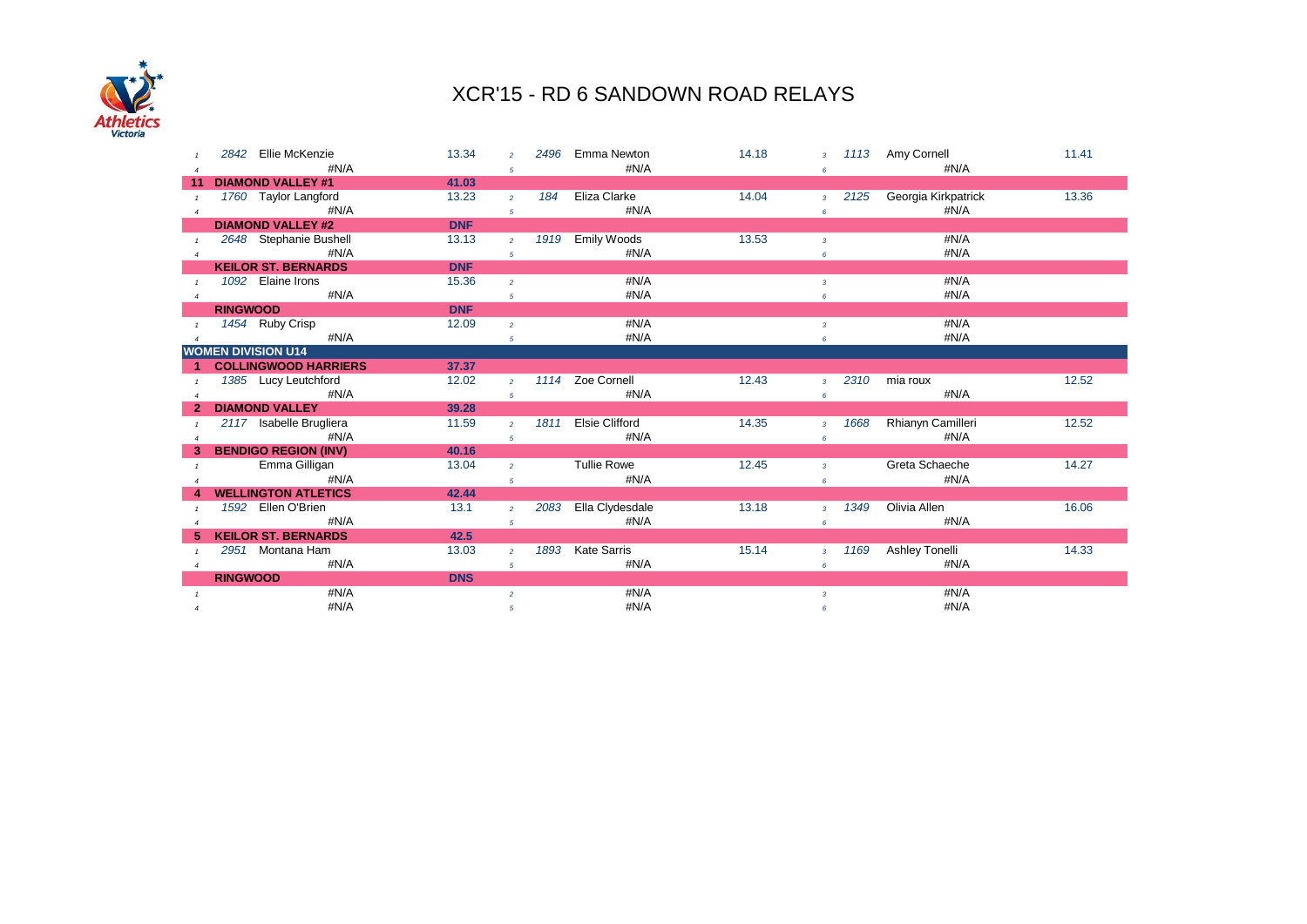# XCR'15 - RD 6 SANDOWN ROAD RELAYS

| | | | | | | | | | | | |
|---|---|---|---|---|---|---|---|---|---|---|---|
| 1 | 2842 | Ellie McKenzie | 13.34 | 2 | 2496 | Emma Newton | 14.18 | 3 | 1113 | Amy Cornell | 11.41 |
| 4 | | #N/A | | 5 | | #N/A | | 6 | | #N/A | |
| **11** | **DIAMOND VALLEY #1** | | **41.03** | | | | | | | | |
| 1 | 1760 | Taylor Langford | 13.23 | 2 | 184 | Eliza Clarke | 14.04 | 3 | 2125 | Georgia Kirkpatrick | 13.36 |
| 4 | | #N/A | | 5 | | #N/A | | 6 | | #N/A | |
| | **DIAMOND VALLEY #2** | | **DNF** | | | | | | | | |
| 1 | 2648 | Stephanie Bushell | 13.13 | 2 | 1919 | Emily Woods | 13.53 | 3 | | #N/A | |
| 4 | | #N/A | | 5 | | #N/A | | 6 | | #N/A | |
| | **KEILOR ST. BERNARDS** | | **DNF** | | | | | | | | |
| 1 | 1092 | Elaine Irons | 15.36 | 2 | | #N/A | | 3 | | #N/A | |
| 4 | | #N/A | | 5 | | #N/A | | 6 | | #N/A | |
| | **RINGWOOD** | | **DNF** | | | | | | | | |
| 1 | 1454 | Ruby Crisp | 12.09 | 2 | | #N/A | | 3 | | #N/A | |
| 4 | | #N/A | | 5 | | #N/A | | 6 | | #N/A | |
| **WOMEN DIVISION U14** | | | | | | | | | | | |
| **1** | **COLLINGWOOD HARRIERS** | | **37.37** | | | | | | | | |
| 1 | 1385 | Lucy Leutchford | 12.02 | 2 | 1114 | Zoe Cornell | 12.43 | 3 | 2310 | mia roux | 12.52 |
| 4 | | #N/A | | 5 | | #N/A | | 6 | | #N/A | |
| **2** | **DIAMOND VALLEY** | | **39.28** | | | | | | | | |
| 1 | 2117 | Isabelle Brugliera | 11.59 | 2 | 1811 | Elsie Clifford | 14.35 | 3 | 1668 | Rhianyn Camilleri | 12.52 |
| 4 | | #N/A | | 5 | | #N/A | | 6 | | #N/A | |
| **3** | **BENDIGO REGION (INV)** | | **40.16** | | | | | | | | |
| 1 | | Emma Gilligan | 13.04 | 2 | | Tullie Rowe | 12.45 | 3 | | Greta Schaeche | 14.27 |
| 4 | | #N/A | | 5 | | #N/A | | 6 | | #N/A | |
| **4** | **WELLINGTON ATLETICS** | | **42.44** | | | | | | | | |
| 1 | 1592 | Ellen O'Brien | 13.1 | 2 | 2083 | Ella Clydesdale | 13.18 | 3 | 1349 | Olivia Allen | 16.06 |
| 4 | | #N/A | | 5 | | #N/A | | 6 | | #N/A | |
| **5** | **KEILOR ST. BERNARDS** | | **42.5** | | | | | | | | |
| 1 | 2951 | Montana Ham | 13.03 | 2 | 1893 | Kate Sarris | 15.14 | 3 | 1169 | Ashley Tonelli | 14.33 |
| 4 | | #N/A | | 5 | | #N/A | | 6 | | #N/A | |
| | **RINGWOOD** | | **DNS** | | | | | | | | |
| 1 | | #N/A | | 2 | | #N/A | | 3 | | #N/A | |
| 4 | | #N/A | | 5 | | #N/A | | 6 | | #N/A | |